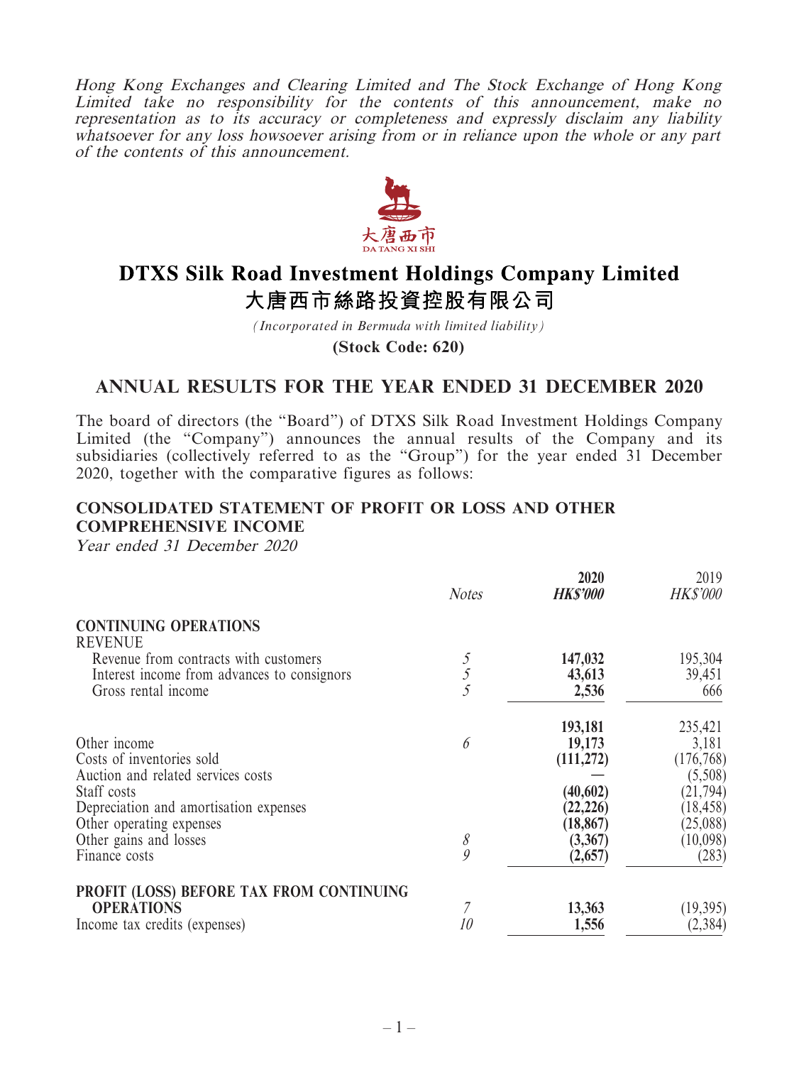*Hong Kong Exchanges and Clearing Limited and The Stock Exchange of Hong Kong Limited take no responsibility for the contents of this announcement, make no representation as to its accuracy or completeness and expressly disclaim any liability whatsoever for any loss howsoever arising from or in reliance upon the whole or any part of the contents of this announcement.*

大唐西市
DA TANG XI SHI

# DTXS Silk Road Investment Holdings Company Limited
# 大唐西市絲路投資控股有限公司

*(Incorporated in Bermuda with limited liability)*

**(Stock Code: 620)**

## ANNUAL RESULTS FOR THE YEAR ENDED 31 DECEMBER 2020

The board of directors (the "Board") of DTXS Silk Road Investment Holdings Company Limited (the "Company") announces the annual results of the Company and its subsidiaries (collectively referred to as the "Group") for the year ended 31 December 2020, together with the comparative figures as follows:

### CONSOLIDATED STATEMENT OF PROFIT OR LOSS AND OTHER COMPREHENSIVE INCOME

*Year ended 31 December 2020*

| | *Notes* | **2020** *HK$'000* | 2019 *HK$'000* |
|---|---|---|---|
| **CONTINUING OPERATIONS** | | | |
| REVENUE | | | |
| Revenue from contracts with customers | *5* | **147,032** | 195,304 |
| Interest income from advances to consignors | *5* | **43,613** | 39,451 |
| Gross rental income | *5* | **2,536** | 666 |
| | | **193,181** | 235,421 |
| Other income | *6* | **19,173** | 3,181 |
| Costs of inventories sold | | **(111,272)** | (176,768) |
| Auction and related services costs | | **—** | (5,508) |
| Staff costs | | **(40,602)** | (21,794) |
| Depreciation and amortisation expenses | | **(22,226)** | (18,458) |
| Other operating expenses | | **(18,867)** | (25,088) |
| Other gains and losses | *8* | **(3,367)** | (10,098) |
| Finance costs | *9* | **(2,657)** | (283) |
| **PROFIT (LOSS) BEFORE TAX FROM CONTINUING OPERATIONS** | *7* | **13,363** | (19,395) |
| Income tax credits (expenses) | *10* | **1,556** | (2,384) |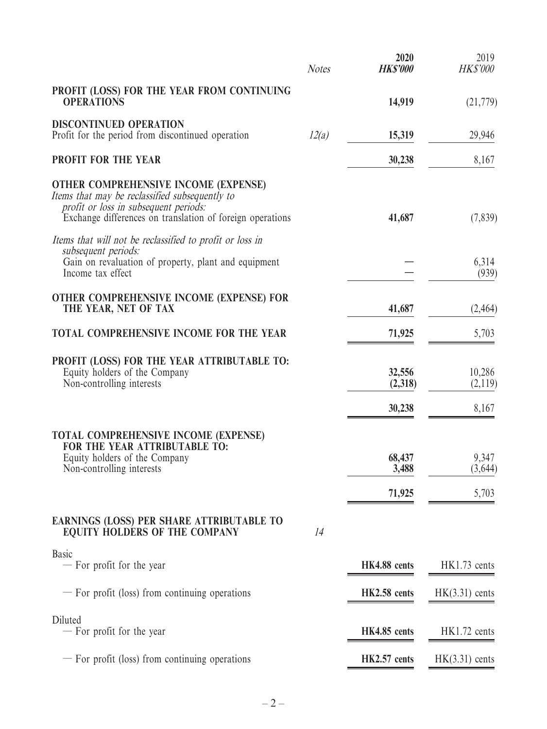| | *Notes* | **2020** ***HK$'000*** | 2019 *HK$'000* |
|---|---|---|---|
| **PROFIT (LOSS) FOR THE YEAR FROM CONTINUING OPERATIONS** | | **14,919** | (21,779) |
| **DISCONTINUED OPERATION** | | | |
| Profit for the period from discontinued operation | *12(a)* | **15,319** | 29,946 |
| **PROFIT FOR THE YEAR** | | **30,238** | 8,167 |
| **OTHER COMPREHENSIVE INCOME (EXPENSE)** | | | |
| *Items that may be reclassified subsequently to profit or loss in subsequent periods:* | | | |
| Exchange differences on translation of foreign operations | | **41,687** | (7,839) |
| *Items that will not be reclassified to profit or loss in subsequent periods:* | | | |
| Gain on revaluation of property, plant and equipment | | **—** | 6,314 |
| Income tax effect | | **—** | (939) |
| **OTHER COMPREHENSIVE INCOME (EXPENSE) FOR THE YEAR, NET OF TAX** | | **41,687** | (2,464) |
| **TOTAL COMPREHENSIVE INCOME FOR THE YEAR** | | **71,925** | 5,703 |
| **PROFIT (LOSS) FOR THE YEAR ATTRIBUTABLE TO:** | | | |
| Equity holders of the Company | | **32,556** | 10,286 |
| Non-controlling interests | | **(2,318)** | (2,119) |
| | | **30,238** | 8,167 |
| **TOTAL COMPREHENSIVE INCOME (EXPENSE) FOR THE YEAR ATTRIBUTABLE TO:** | | | |
| Equity holders of the Company | | **68,437** | 9,347 |
| Non-controlling interests | | **3,488** | (3,644) |
| | | **71,925** | 5,703 |
| **EARNINGS (LOSS) PER SHARE ATTRIBUTABLE TO EQUITY HOLDERS OF THE COMPANY** | *14* | | |
| Basic | | | |
| — For profit for the year | | **HK4.88 cents** | HK1.73 cents |
| — For profit (loss) from continuing operations | | **HK2.58 cents** | HK(3.31) cents |
| Diluted | | | |
| — For profit for the year | | **HK4.85 cents** | HK1.72 cents |
| — For profit (loss) from continuing operations | | **HK2.57 cents** | HK(3.31) cents |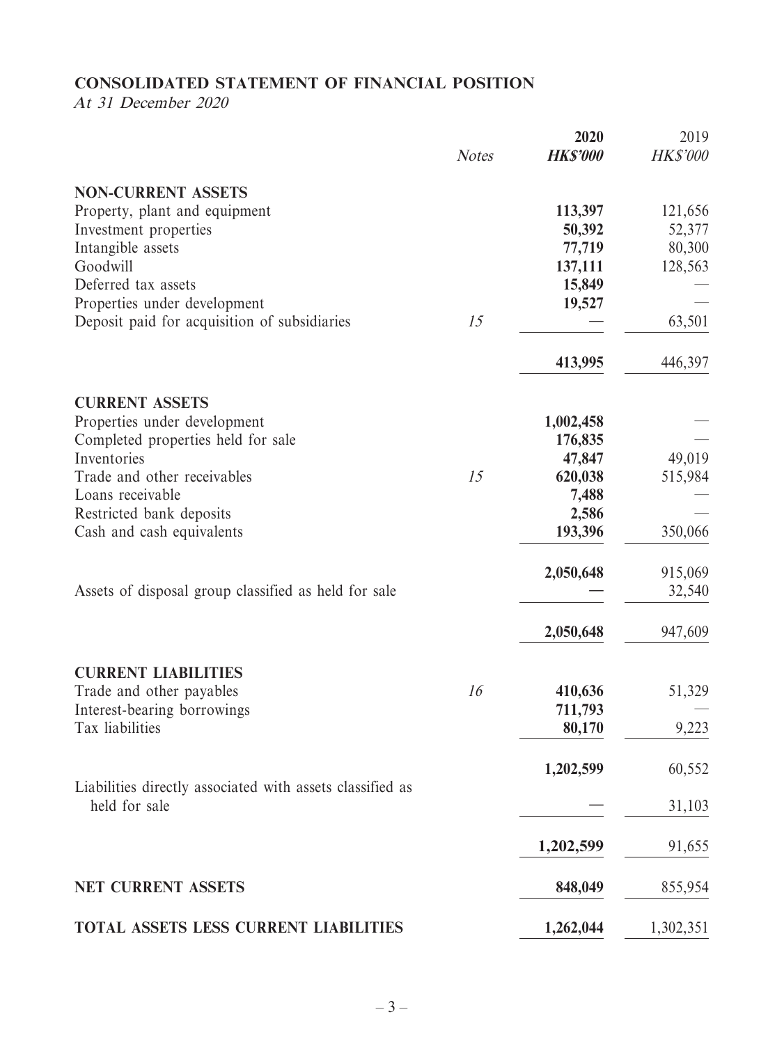# CONSOLIDATED STATEMENT OF FINANCIAL POSITION

*At 31 December 2020*

| | *Notes* | **2020** | 2019 |
|---|---|---|---|
| | | ***HK$'000*** | *HK$'000* |
| **NON-CURRENT ASSETS** | | | |
| Property, plant and equipment | | **113,397** | 121,656 |
| Investment properties | | **50,392** | 52,377 |
| Intangible assets | | **77,719** | 80,300 |
| Goodwill | | **137,111** | 128,563 |
| Deferred tax assets | | **15,849** | — |
| Properties under development | | **19,527** | — |
| Deposit paid for acquisition of subsidiaries | *15* | **—** | 63,501 |
| | | **413,995** | 446,397 |
| **CURRENT ASSETS** | | | |
| Properties under development | | **1,002,458** | — |
| Completed properties held for sale | | **176,835** | — |
| Inventories | | **47,847** | 49,019 |
| Trade and other receivables | *15* | **620,038** | 515,984 |
| Loans receivable | | **7,488** | — |
| Restricted bank deposits | | **2,586** | — |
| Cash and cash equivalents | | **193,396** | 350,066 |
| | | **2,050,648** | 915,069 |
| Assets of disposal group classified as held for sale | | **—** | 32,540 |
| | | **2,050,648** | 947,609 |
| **CURRENT LIABILITIES** | | | |
| Trade and other payables | *16* | **410,636** | 51,329 |
| Interest-bearing borrowings | | **711,793** | — |
| Tax liabilities | | **80,170** | 9,223 |
| | | **1,202,599** | 60,552 |
| Liabilities directly associated with assets classified as held for sale | | **—** | 31,103 |
| | | **1,202,599** | 91,655 |
| **NET CURRENT ASSETS** | | **848,049** | 855,954 |
| **TOTAL ASSETS LESS CURRENT LIABILITIES** | | **1,262,044** | 1,302,351 |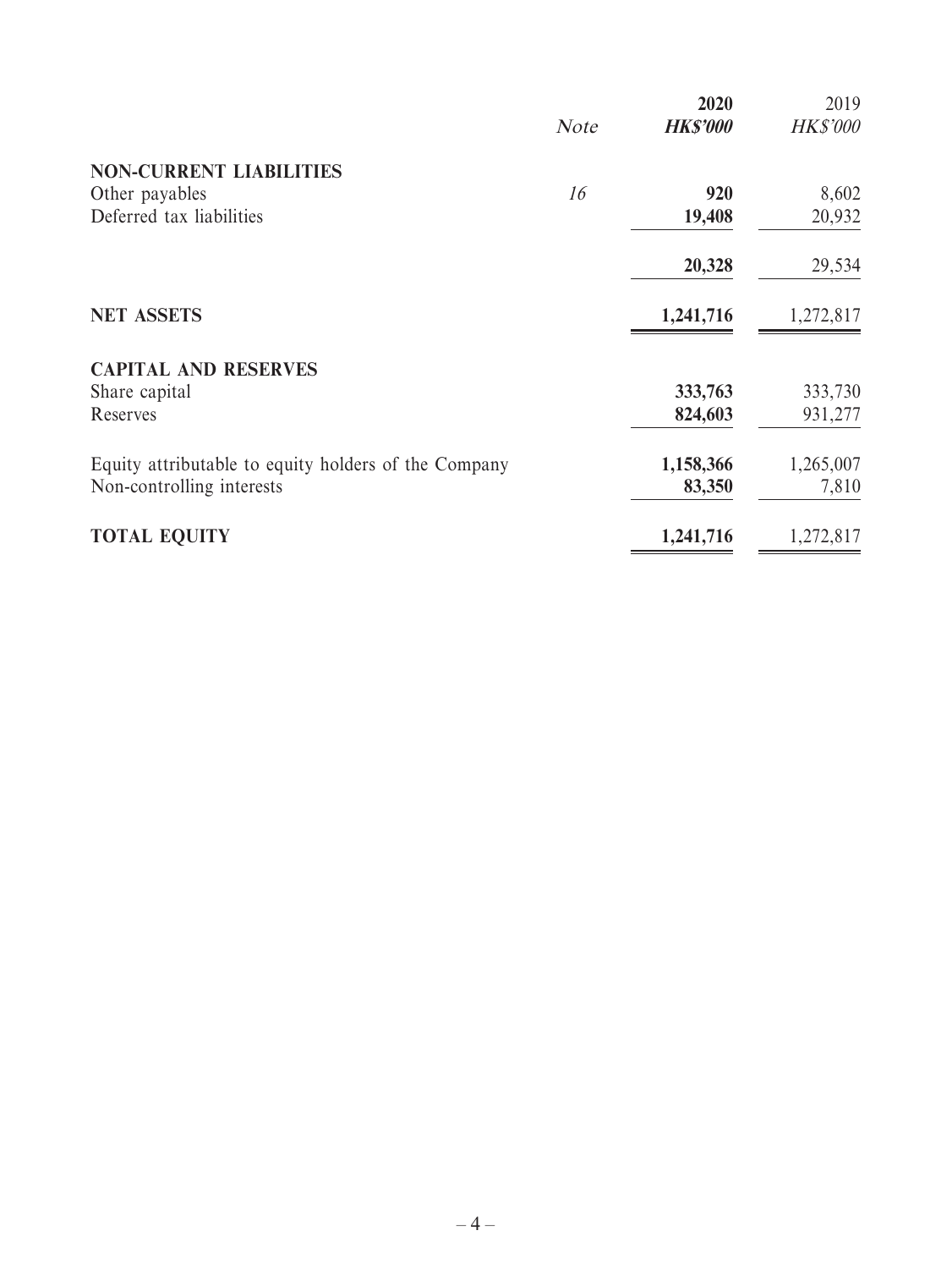| | Note | 2020 | 2019 |
|---|---|---|---|
| | | ***HK$'000*** | *HK$'000* |
| **NON-CURRENT LIABILITIES** | | | |
| Other payables | *16* | **920** | 8,602 |
| Deferred tax liabilities | | **19,408** | 20,932 |
| | | **20,328** | 29,534 |
| **NET ASSETS** | | **1,241,716** | 1,272,817 |
| **CAPITAL AND RESERVES** | | | |
| Share capital | | **333,763** | 333,730 |
| Reserves | | **824,603** | 931,277 |
| Equity attributable to equity holders of the Company | | **1,158,366** | 1,265,007 |
| Non-controlling interests | | **83,350** | 7,810 |
| **TOTAL EQUITY** | | **1,241,716** | 1,272,817 |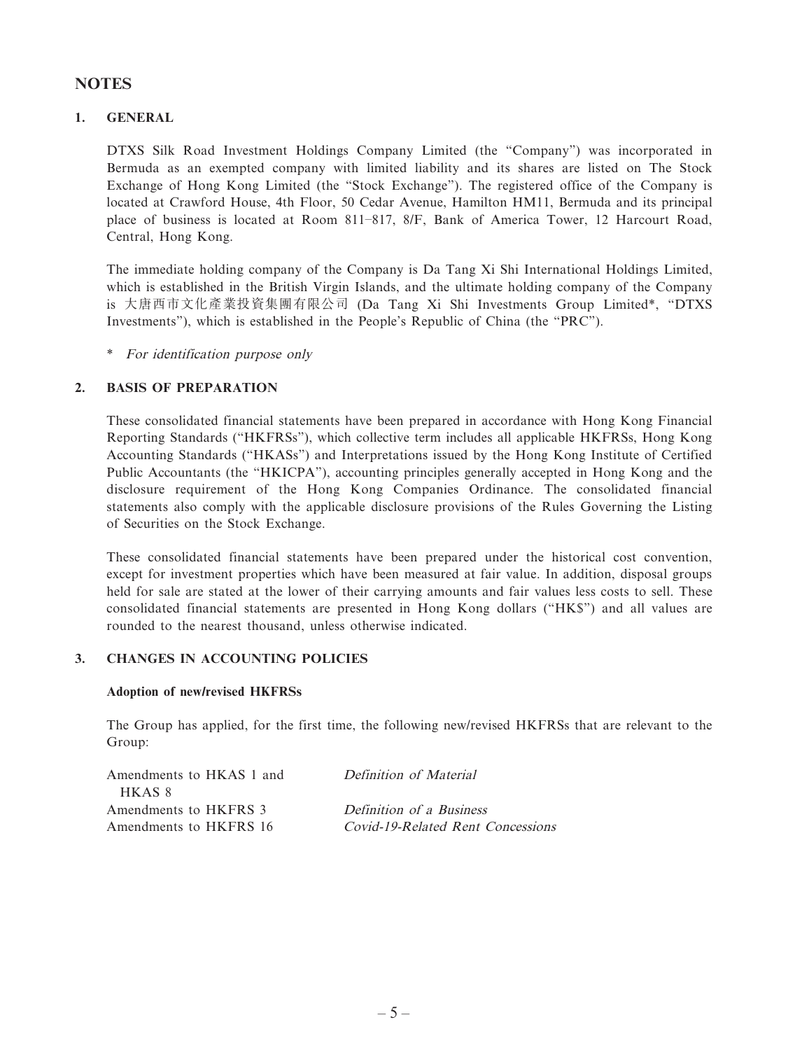# NOTES

## 1. GENERAL

DTXS Silk Road Investment Holdings Company Limited (the "Company") was incorporated in Bermuda as an exempted company with limited liability and its shares are listed on The Stock Exchange of Hong Kong Limited (the "Stock Exchange"). The registered office of the Company is located at Crawford House, 4th Floor, 50 Cedar Avenue, Hamilton HM11, Bermuda and its principal place of business is located at Room 811–817, 8/F, Bank of America Tower, 12 Harcourt Road, Central, Hong Kong.

The immediate holding company of the Company is Da Tang Xi Shi International Holdings Limited, which is established in the British Virgin Islands, and the ultimate holding company of the Company is 大唐西市文化產業投資集團有限公司 (Da Tang Xi Shi Investments Group Limited*, "DTXS Investments"), which is established in the People's Republic of China (the "PRC").

\* *For identification purpose only*

## 2. BASIS OF PREPARATION

These consolidated financial statements have been prepared in accordance with Hong Kong Financial Reporting Standards ("HKFRSs"), which collective term includes all applicable HKFRSs, Hong Kong Accounting Standards ("HKASs") and Interpretations issued by the Hong Kong Institute of Certified Public Accountants (the "HKICPA"), accounting principles generally accepted in Hong Kong and the disclosure requirement of the Hong Kong Companies Ordinance. The consolidated financial statements also comply with the applicable disclosure provisions of the Rules Governing the Listing of Securities on the Stock Exchange.

These consolidated financial statements have been prepared under the historical cost convention, except for investment properties which have been measured at fair value. In addition, disposal groups held for sale are stated at the lower of their carrying amounts and fair values less costs to sell. These consolidated financial statements are presented in Hong Kong dollars ("HK$") and all values are rounded to the nearest thousand, unless otherwise indicated.

## 3. CHANGES IN ACCOUNTING POLICIES

**Adoption of new/revised HKFRSs**

The Group has applied, for the first time, the following new/revised HKFRSs that are relevant to the Group:

| | |
|---|---|
| Amendments to HKAS 1 and HKAS 8 | *Definition of Material* |
| Amendments to HKFRS 3 | *Definition of a Business* |
| Amendments to HKFRS 16 | *Covid-19-Related Rent Concessions* |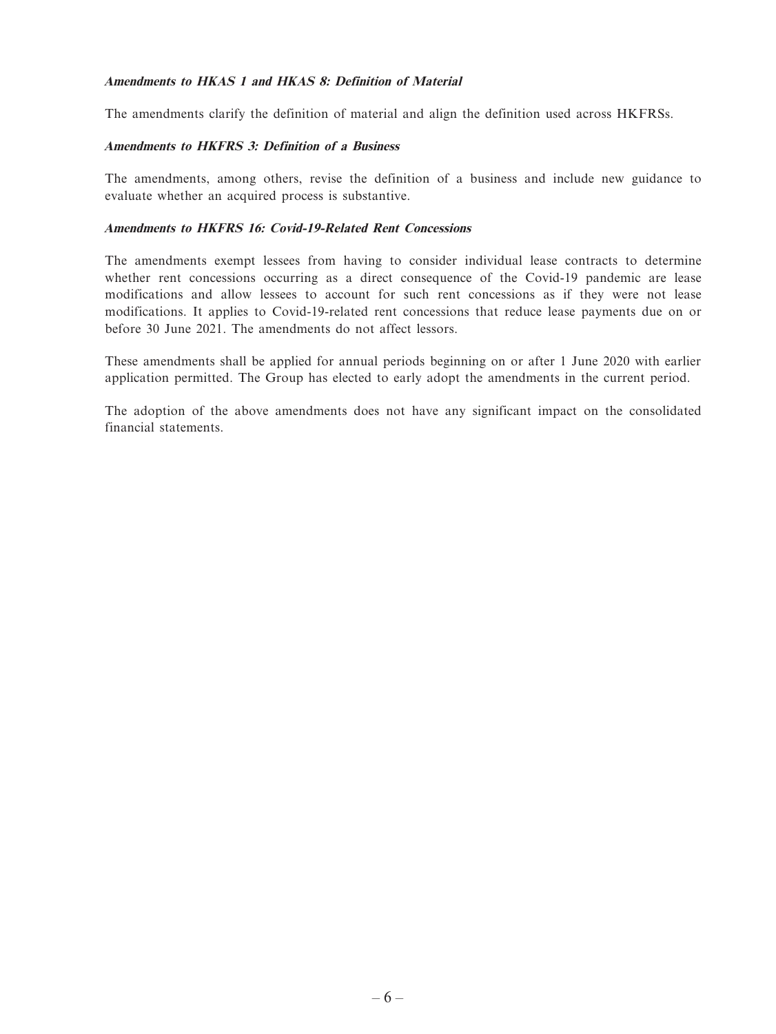***Amendments to HKAS 1 and HKAS 8: Definition of Material***

The amendments clarify the definition of material and align the definition used across HKFRSs.

***Amendments to HKFRS 3: Definition of a Business***

The amendments, among others, revise the definition of a business and include new guidance to evaluate whether an acquired process is substantive.

***Amendments to HKFRS 16: Covid-19-Related Rent Concessions***

The amendments exempt lessees from having to consider individual lease contracts to determine whether rent concessions occurring as a direct consequence of the Covid-19 pandemic are lease modifications and allow lessees to account for such rent concessions as if they were not lease modifications. It applies to Covid-19-related rent concessions that reduce lease payments due on or before 30 June 2021. The amendments do not affect lessors.

These amendments shall be applied for annual periods beginning on or after 1 June 2020 with earlier application permitted. The Group has elected to early adopt the amendments in the current period.

The adoption of the above amendments does not have any significant impact on the consolidated financial statements.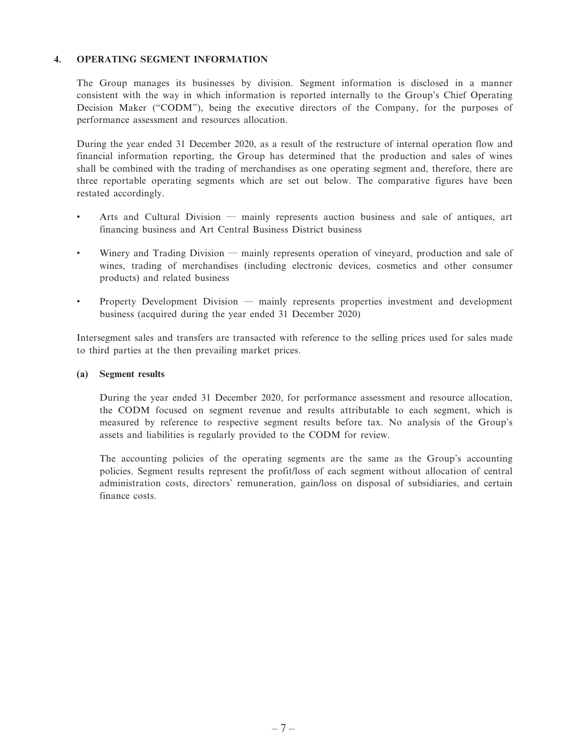## 4. OPERATING SEGMENT INFORMATION

The Group manages its businesses by division. Segment information is disclosed in a manner consistent with the way in which information is reported internally to the Group's Chief Operating Decision Maker ("CODM"), being the executive directors of the Company, for the purposes of performance assessment and resources allocation.

During the year ended 31 December 2020, as a result of the restructure of internal operation flow and financial information reporting, the Group has determined that the production and sales of wines shall be combined with the trading of merchandises as one operating segment and, therefore, there are three reportable operating segments which are set out below. The comparative figures have been restated accordingly.

- Arts and Cultural Division — mainly represents auction business and sale of antiques, art financing business and Art Central Business District business
- Winery and Trading Division — mainly represents operation of vineyard, production and sale of wines, trading of merchandises (including electronic devices, cosmetics and other consumer products) and related business
- Property Development Division — mainly represents properties investment and development business (acquired during the year ended 31 December 2020)

Intersegment sales and transfers are transacted with reference to the selling prices used for sales made to third parties at the then prevailing market prices.

### (a) Segment results

During the year ended 31 December 2020, for performance assessment and resource allocation, the CODM focused on segment revenue and results attributable to each segment, which is measured by reference to respective segment results before tax. No analysis of the Group's assets and liabilities is regularly provided to the CODM for review.

The accounting policies of the operating segments are the same as the Group's accounting policies. Segment results represent the profit/loss of each segment without allocation of central administration costs, directors' remuneration, gain/loss on disposal of subsidiaries, and certain finance costs.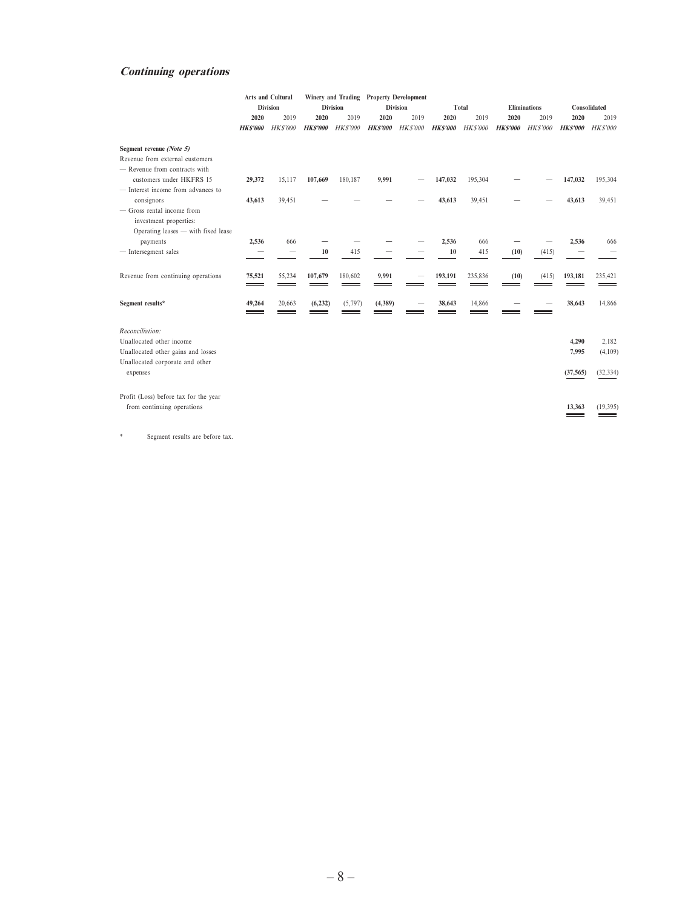## *Continuing operations*

| | Arts and Cultural Division | | Winery and Trading Division | | Property Development Division | | Total | | Eliminations | | Consolidated | |
|---|---|---|---|---|---|---|---|---|---|---|---|---|
| | **2020** | 2019 | **2020** | 2019 | **2020** | 2019 | **2020** | 2019 | **2020** | 2019 | **2020** | 2019 |
| | ***HK$'000*** | *HK$'000* | ***HK$'000*** | *HK$'000* | ***HK$'000*** | *HK$'000* | ***HK$'000*** | *HK$'000* | ***HK$'000*** | *HK$'000* | ***HK$'000*** | *HK$'000* |
| **Segment revenue *(Note 5)*** | | | | | | | | | | | | |
| Revenue from external customers | | | | | | | | | | | | |
| — Revenue from contracts with customers under HKFRS 15 | **29,372** | 15,117 | **107,669** | 180,187 | **9,991** | — | **147,032** | 195,304 | **—** | — | **147,032** | 195,304 |
| — Interest income from advances to consignors | **43,613** | 39,451 | **—** | — | **—** | — | **43,613** | 39,451 | **—** | — | **43,613** | 39,451 |
| — Gross rental income from investment properties: Operating leases — with fixed lease payments | **2,536** | 666 | **—** | — | **—** | — | **2,536** | 666 | **—** | — | **2,536** | 666 |
| — Intersegment sales | **—** | — | **10** | 415 | **—** | — | **10** | 415 | **(10)** | (415) | **—** | — |
| Revenue from continuing operations | **75,521** | 55,234 | **107,679** | 180,602 | **9,991** | — | **193,191** | 235,836 | **(10)** | (415) | **193,181** | 235,421 |
| **Segment results*** | **49,264** | 20,663 | **(6,232)** | (5,797) | **(4,389)** | — | **38,643** | 14,866 | **—** | — | **38,643** | 14,866 |
| *Reconciliation:* | | | | | | | | | | | | |
| Unallocated other income | | | | | | | | | | | **4,290** | 2,182 |
| Unallocated other gains and losses | | | | | | | | | | | **7,995** | (4,109) |
| Unallocated corporate and other expenses | | | | | | | | | | | **(37,565)** | (32,334) |
| Profit (Loss) before tax for the year from continuing operations | | | | | | | | | | | **13,363** | (19,395) |

* Segment results are before tax.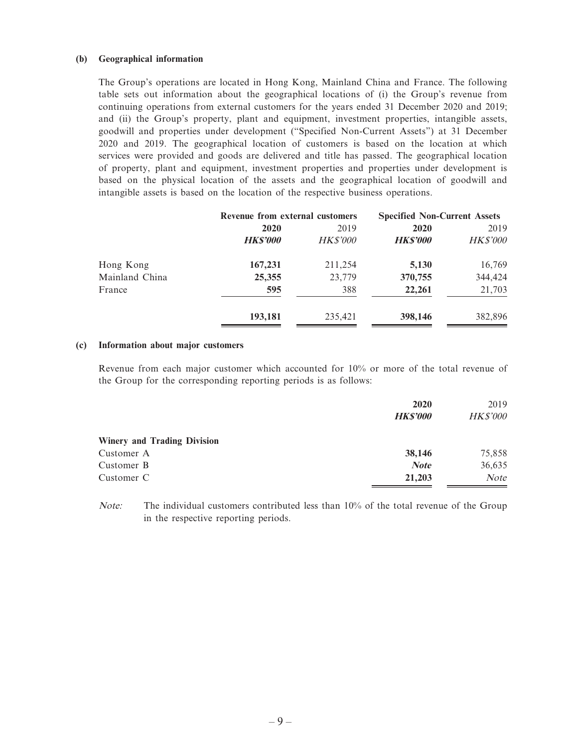**(b) Geographical information**

The Group's operations are located in Hong Kong, Mainland China and France. The following table sets out information about the geographical locations of (i) the Group's revenue from continuing operations from external customers for the years ended 31 December 2020 and 2019; and (ii) the Group's property, plant and equipment, investment properties, intangible assets, goodwill and properties under development ("Specified Non-Current Assets") at 31 December 2020 and 2019. The geographical location of customers is based on the location at which services were provided and goods are delivered and title has passed. The geographical location of property, plant and equipment, investment properties and properties under development is based on the physical location of the assets and the geographical location of goodwill and intangible assets is based on the location of the respective business operations.

| | Revenue from external customers | | Specified Non-Current Assets | |
|---|---|---|---|---|
| | **2020** | 2019 | **2020** | 2019 |
| | ***HK$'000*** | *HK$'000* | ***HK$'000*** | *HK$'000* |
| Hong Kong | **167,231** | 211,254 | **5,130** | 16,769 |
| Mainland China | **25,355** | 23,779 | **370,755** | 344,424 |
| France | **595** | 388 | **22,261** | 21,703 |
| | **193,181** | 235,421 | **398,146** | 382,896 |

**(c) Information about major customers**

Revenue from each major customer which accounted for 10% or more of the total revenue of the Group for the corresponding reporting periods is as follows:

| | **2020** | 2019 |
|---|---|---|
| | ***HK$'000*** | *HK$'000* |
| **Winery and Trading Division** | | |
| Customer A | **38,146** | 75,858 |
| Customer B | ***Note*** | 36,635 |
| Customer C | **21,203** | *Note* |

*Note:* The individual customers contributed less than 10% of the total revenue of the Group in the respective reporting periods.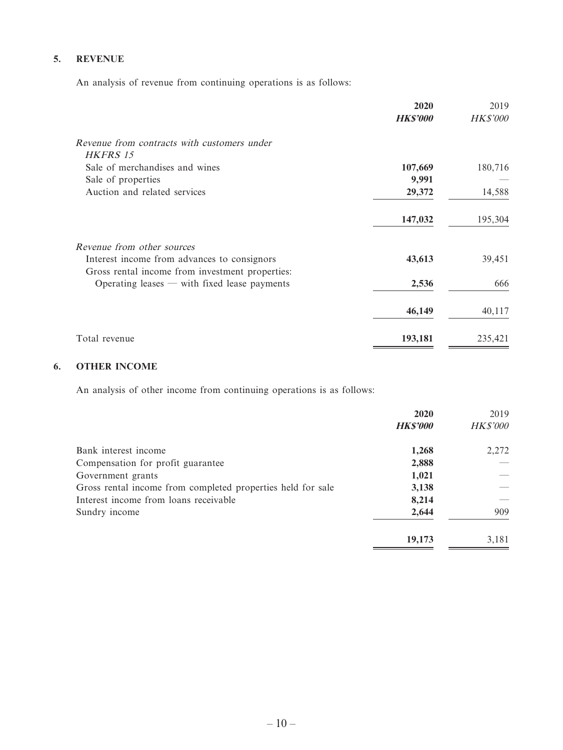## 5. REVENUE

An analysis of revenue from continuing operations is as follows:

| | **2020** | 2019 |
|---|---|---|
| | ***HK$'000*** | *HK$'000* |
| *Revenue from contracts with customers under HKFRS 15* | | |
| Sale of merchandises and wines | **107,669** | 180,716 |
| Sale of properties | **9,991** | — |
| Auction and related services | **29,372** | 14,588 |
| | **147,032** | 195,304 |
| *Revenue from other sources* | | |
| Interest income from advances to consignors | **43,613** | 39,451 |
| Gross rental income from investment properties: Operating leases — with fixed lease payments | **2,536** | 666 |
| | **46,149** | 40,117 |
| Total revenue | **193,181** | 235,421 |

## 6. OTHER INCOME

An analysis of other income from continuing operations is as follows:

| | **2020** | 2019 |
|---|---|---|
| | ***HK$'000*** | *HK$'000* |
| Bank interest income | **1,268** | 2,272 |
| Compensation for profit guarantee | **2,888** | — |
| Government grants | **1,021** | — |
| Gross rental income from completed properties held for sale | **3,138** | — |
| Interest income from loans receivable | **8,214** | — |
| Sundry income | **2,644** | 909 |
| | **19,173** | 3,181 |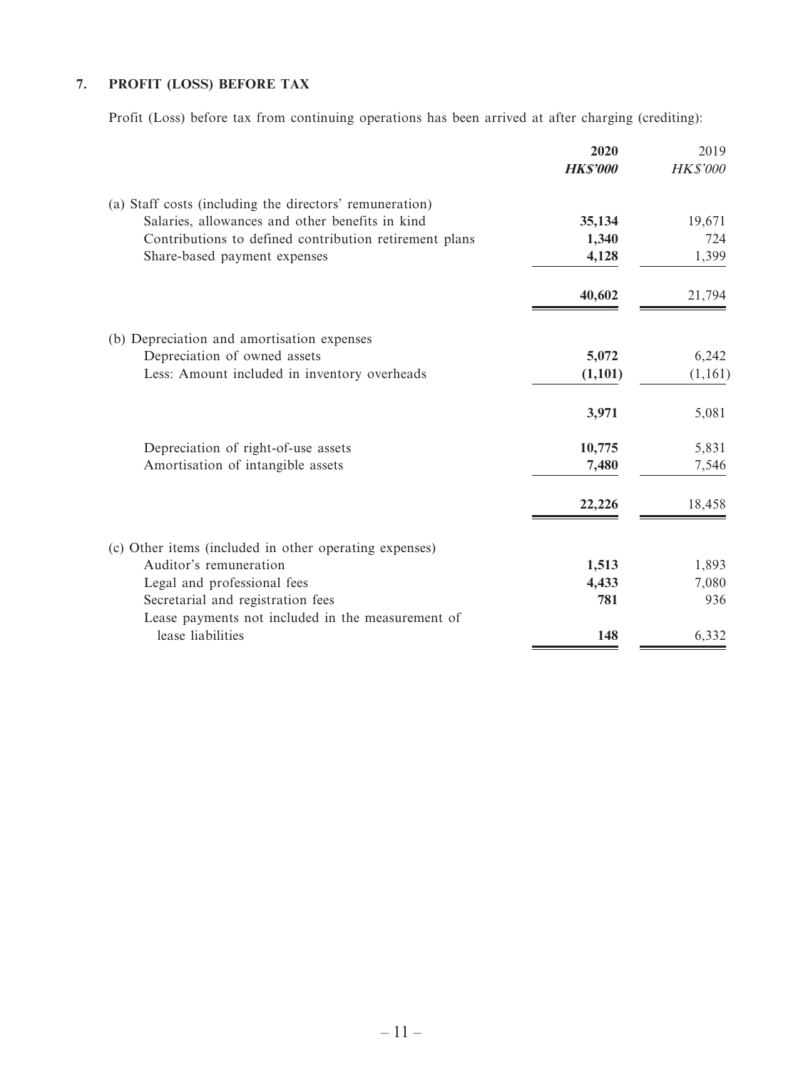## 7. PROFIT (LOSS) BEFORE TAX

Profit (Loss) before tax from continuing operations has been arrived at after charging (crediting):

| | **2020** | 2019 |
|---|---|---|
| | ***HK$'000*** | *HK$'000* |
| (a) Staff costs (including the directors' remuneration) | | |
| Salaries, allowances and other benefits in kind | **35,134** | 19,671 |
| Contributions to defined contribution retirement plans | **1,340** | 724 |
| Share-based payment expenses | **4,128** | 1,399 |
| | **40,602** | 21,794 |
| (b) Depreciation and amortisation expenses | | |
| Depreciation of owned assets | **5,072** | 6,242 |
| Less: Amount included in inventory overheads | **(1,101)** | (1,161) |
| | **3,971** | 5,081 |
| Depreciation of right-of-use assets | **10,775** | 5,831 |
| Amortisation of intangible assets | **7,480** | 7,546 |
| | **22,226** | 18,458 |
| (c) Other items (included in other operating expenses) | | |
| Auditor's remuneration | **1,513** | 1,893 |
| Legal and professional fees | **4,433** | 7,080 |
| Secretarial and registration fees | **781** | 936 |
| Lease payments not included in the measurement of lease liabilities | **148** | 6,332 |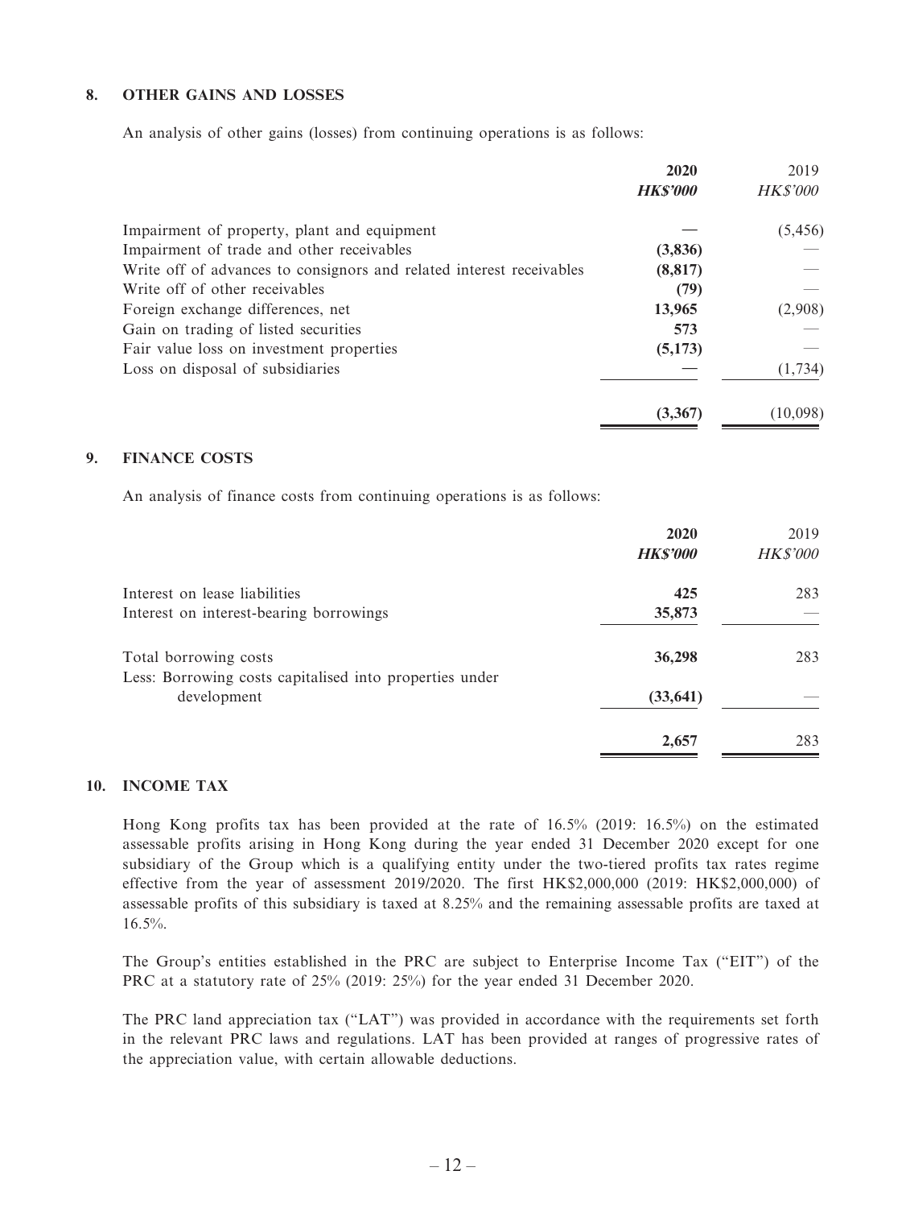## 8. OTHER GAINS AND LOSSES

An analysis of other gains (losses) from continuing operations is as follows:

| | **2020** | 2019 |
|---|---|---|
| | ***HK$'000*** | *HK$'000* |
| Impairment of property, plant and equipment | **—** | (5,456) |
| Impairment of trade and other receivables | **(3,836)** | — |
| Write off of advances to consignors and related interest receivables | **(8,817)** | — |
| Write off of other receivables | **(79)** | — |
| Foreign exchange differences, net | **13,965** | (2,908) |
| Gain on trading of listed securities | **573** | — |
| Fair value loss on investment properties | **(5,173)** | — |
| Loss on disposal of subsidiaries | **—** | (1,734) |
| | **(3,367)** | (10,098) |

## 9. FINANCE COSTS

An analysis of finance costs from continuing operations is as follows:

| | **2020** | 2019 |
|---|---|---|
| | ***HK$'000*** | *HK$'000* |
| Interest on lease liabilities | **425** | 283 |
| Interest on interest-bearing borrowings | **35,873** | — |
| Total borrowing costs | **36,298** | 283 |
| Less: Borrowing costs capitalised into properties under development | **(33,641)** | — |
| | **2,657** | 283 |

## 10. INCOME TAX

Hong Kong profits tax has been provided at the rate of 16.5% (2019: 16.5%) on the estimated assessable profits arising in Hong Kong during the year ended 31 December 2020 except for one subsidiary of the Group which is a qualifying entity under the two-tiered profits tax rates regime effective from the year of assessment 2019/2020. The first HK$2,000,000 (2019: HK$2,000,000) of assessable profits of this subsidiary is taxed at 8.25% and the remaining assessable profits are taxed at 16.5%.

The Group's entities established in the PRC are subject to Enterprise Income Tax ("EIT") of the PRC at a statutory rate of 25% (2019: 25%) for the year ended 31 December 2020.

The PRC land appreciation tax ("LAT") was provided in accordance with the requirements set forth in the relevant PRC laws and regulations. LAT has been provided at ranges of progressive rates of the appreciation value, with certain allowable deductions.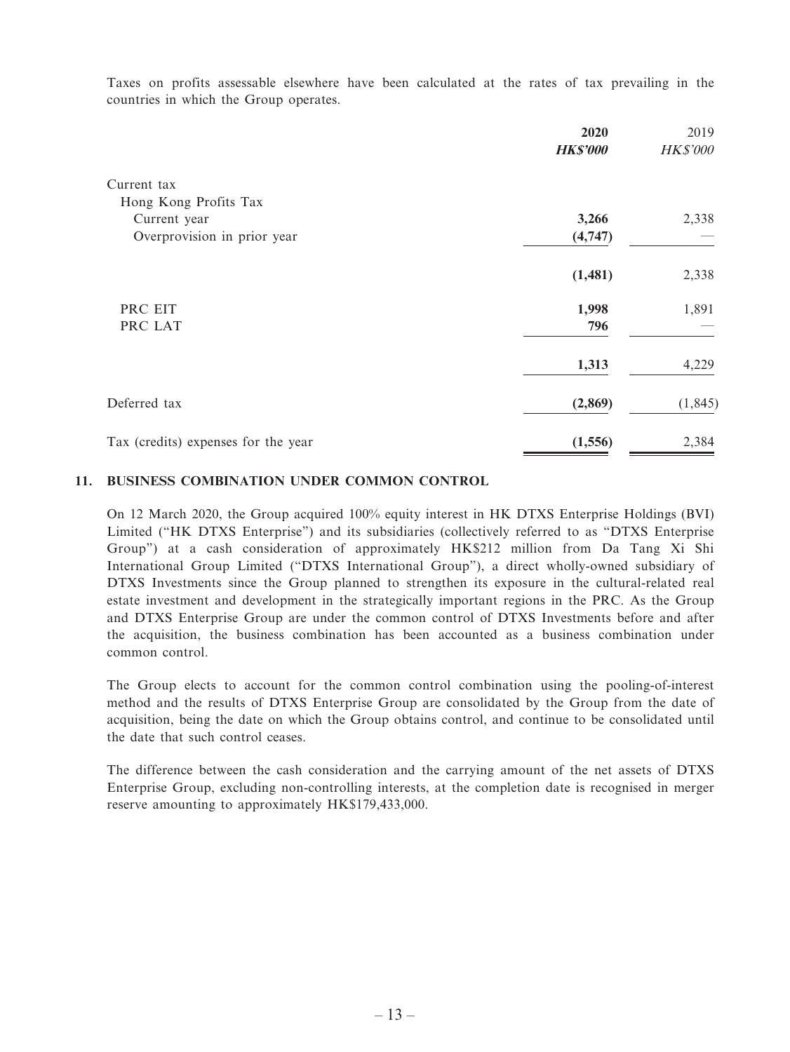Taxes on profits assessable elsewhere have been calculated at the rates of tax prevailing in the countries in which the Group operates.

| | 2020 | 2019 |
|---|---|---|
| | ***HK$'000*** | *HK$'000* |
| Current tax | | |
| Hong Kong Profits Tax | | |
| Current year | **3,266** | 2,338 |
| Overprovision in prior year | **(4,747)** | — |
| | **(1,481)** | 2,338 |
| PRC EIT | **1,998** | 1,891 |
| PRC LAT | **796** | — |
| | **1,313** | 4,229 |
| Deferred tax | **(2,869)** | (1,845) |
| Tax (credits) expenses for the year | **(1,556)** | 2,384 |

## 11. BUSINESS COMBINATION UNDER COMMON CONTROL

On 12 March 2020, the Group acquired 100% equity interest in HK DTXS Enterprise Holdings (BVI) Limited ("HK DTXS Enterprise") and its subsidiaries (collectively referred to as "DTXS Enterprise Group") at a cash consideration of approximately HK$212 million from Da Tang Xi Shi International Group Limited ("DTXS International Group"), a direct wholly-owned subsidiary of DTXS Investments since the Group planned to strengthen its exposure in the cultural-related real estate investment and development in the strategically important regions in the PRC. As the Group and DTXS Enterprise Group are under the common control of DTXS Investments before and after the acquisition, the business combination has been accounted as a business combination under common control.

The Group elects to account for the common control combination using the pooling-of-interest method and the results of DTXS Enterprise Group are consolidated by the Group from the date of acquisition, being the date on which the Group obtains control, and continue to be consolidated until the date that such control ceases.

The difference between the cash consideration and the carrying amount of the net assets of DTXS Enterprise Group, excluding non-controlling interests, at the completion date is recognised in merger reserve amounting to approximately HK$179,433,000.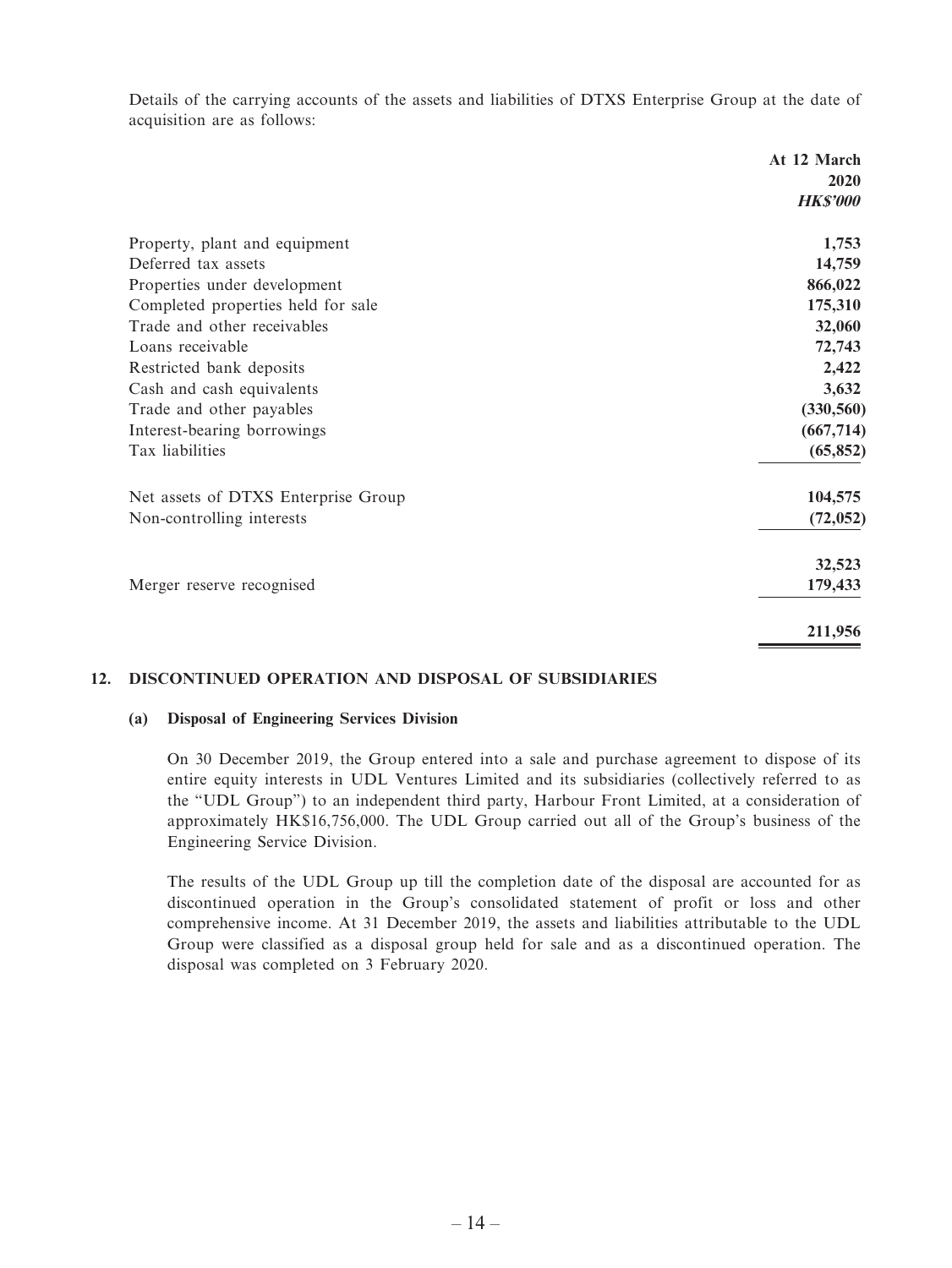Details of the carrying accounts of the assets and liabilities of DTXS Enterprise Group at the date of acquisition are as follows:

| | At 12 March 2020 *HK$'000* |
|---|---|
| Property, plant and equipment | **1,753** |
| Deferred tax assets | **14,759** |
| Properties under development | **866,022** |
| Completed properties held for sale | **175,310** |
| Trade and other receivables | **32,060** |
| Loans receivable | **72,743** |
| Restricted bank deposits | **2,422** |
| Cash and cash equivalents | **3,632** |
| Trade and other payables | **(330,560)** |
| Interest-bearing borrowings | **(667,714)** |
| Tax liabilities | **(65,852)** |
| Net assets of DTXS Enterprise Group | **104,575** |
| Non-controlling interests | **(72,052)** |
| | **32,523** |
| Merger reserve recognised | **179,433** |
| | **211,956** |

## 12. DISCONTINUED OPERATION AND DISPOSAL OF SUBSIDIARIES

### (a) Disposal of Engineering Services Division

On 30 December 2019, the Group entered into a sale and purchase agreement to dispose of its entire equity interests in UDL Ventures Limited and its subsidiaries (collectively referred to as the "UDL Group") to an independent third party, Harbour Front Limited, at a consideration of approximately HK$16,756,000. The UDL Group carried out all of the Group's business of the Engineering Service Division.

The results of the UDL Group up till the completion date of the disposal are accounted for as discontinued operation in the Group's consolidated statement of profit or loss and other comprehensive income. At 31 December 2019, the assets and liabilities attributable to the UDL Group were classified as a disposal group held for sale and as a discontinued operation. The disposal was completed on 3 February 2020.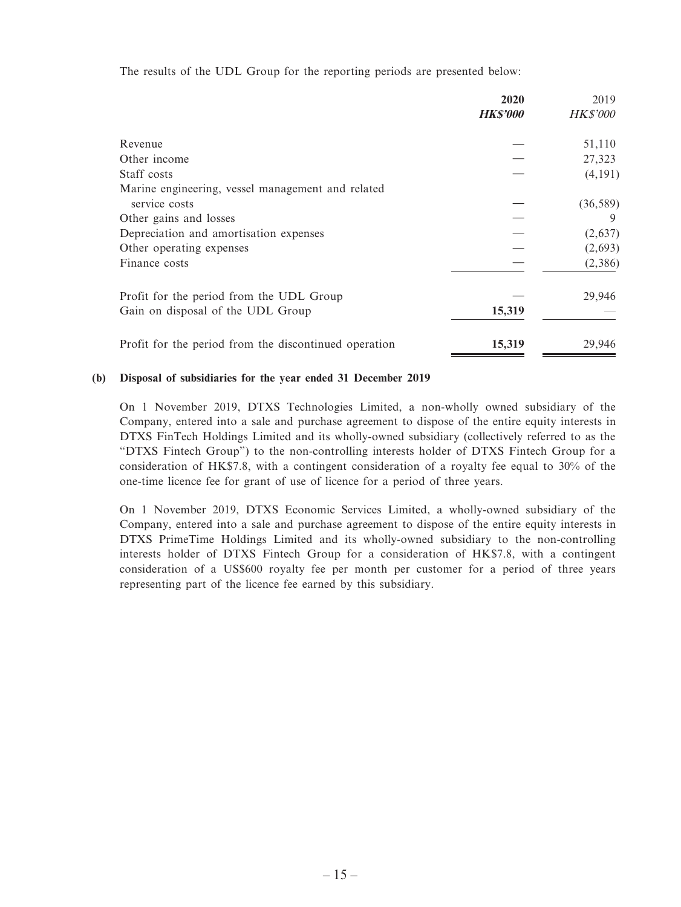The results of the UDL Group for the reporting periods are presented below:

| | 2020 | 2019 |
|---|---|---|
| | ***HK$'000*** | *HK$'000* |
| Revenue | — | 51,110 |
| Other income | — | 27,323 |
| Staff costs | — | (4,191) |
| Marine engineering, vessel management and related service costs | — | (36,589) |
| Other gains and losses | — | 9 |
| Depreciation and amortisation expenses | — | (2,637) |
| Other operating expenses | — | (2,693) |
| Finance costs | — | (2,386) |
| Profit for the period from the UDL Group | — | 29,946 |
| Gain on disposal of the UDL Group | **15,319** | — |
| Profit for the period from the discontinued operation | **15,319** | 29,946 |

**(b) Disposal of subsidiaries for the year ended 31 December 2019**

On 1 November 2019, DTXS Technologies Limited, a non-wholly owned subsidiary of the Company, entered into a sale and purchase agreement to dispose of the entire equity interests in DTXS FinTech Holdings Limited and its wholly-owned subsidiary (collectively referred to as the "DTXS Fintech Group") to the non-controlling interests holder of DTXS Fintech Group for a consideration of HK$7.8, with a contingent consideration of a royalty fee equal to 30% of the one-time licence fee for grant of use of licence for a period of three years.

On 1 November 2019, DTXS Economic Services Limited, a wholly-owned subsidiary of the Company, entered into a sale and purchase agreement to dispose of the entire equity interests in DTXS PrimeTime Holdings Limited and its wholly-owned subsidiary to the non-controlling interests holder of DTXS Fintech Group for a consideration of HK$7.8, with a contingent consideration of a US$600 royalty fee per month per customer for a period of three years representing part of the licence fee earned by this subsidiary.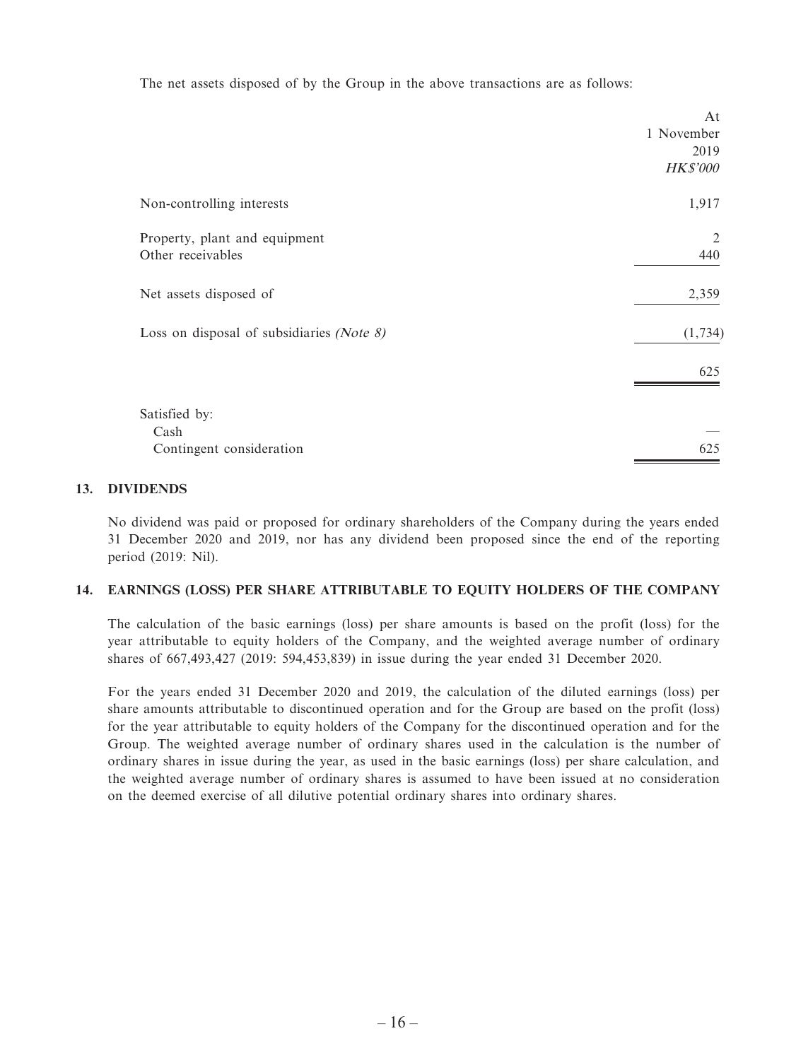The net assets disposed of by the Group in the above transactions are as follows:

| | At 1 November 2019 *HK$'000* |
|---|---|
| Non-controlling interests | 1,917 |
| Property, plant and equipment | 2 |
| Other receivables | 440 |
| Net assets disposed of | 2,359 |
| Loss on disposal of subsidiaries *(Note 8)* | (1,734) |
| | 625 |
| Satisfied by: | |
| Cash | — |
| Contingent consideration | 625 |

## 13. DIVIDENDS

No dividend was paid or proposed for ordinary shareholders of the Company during the years ended 31 December 2020 and 2019, nor has any dividend been proposed since the end of the reporting period (2019: Nil).

## 14. EARNINGS (LOSS) PER SHARE ATTRIBUTABLE TO EQUITY HOLDERS OF THE COMPANY

The calculation of the basic earnings (loss) per share amounts is based on the profit (loss) for the year attributable to equity holders of the Company, and the weighted average number of ordinary shares of 667,493,427 (2019: 594,453,839) in issue during the year ended 31 December 2020.

For the years ended 31 December 2020 and 2019, the calculation of the diluted earnings (loss) per share amounts attributable to discontinued operation and for the Group are based on the profit (loss) for the year attributable to equity holders of the Company for the discontinued operation and for the Group. The weighted average number of ordinary shares used in the calculation is the number of ordinary shares in issue during the year, as used in the basic earnings (loss) per share calculation, and the weighted average number of ordinary shares is assumed to have been issued at no consideration on the deemed exercise of all dilutive potential ordinary shares into ordinary shares.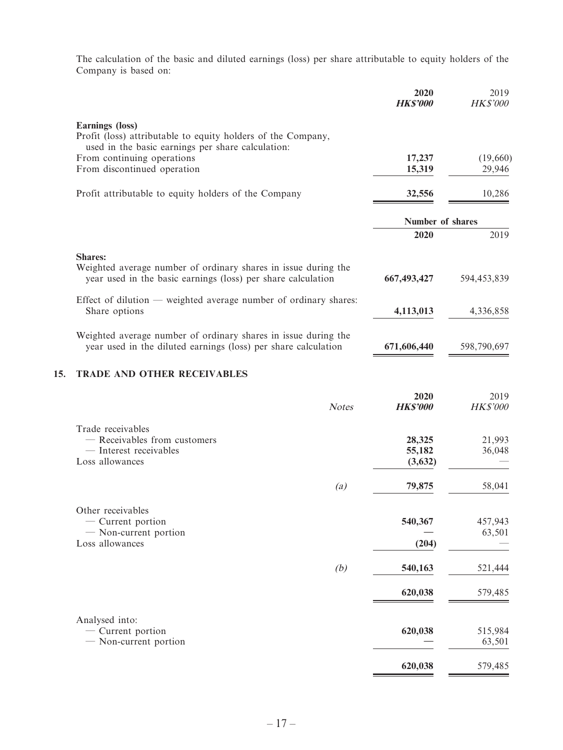The calculation of the basic and diluted earnings (loss) per share attributable to equity holders of the Company is based on:

| | 2020 *HK$'000* | 2019 *HK$'000* |
|---|---|---|
| **Earnings (loss)** | | |
| Profit (loss) attributable to equity holders of the Company, used in the basic earnings per share calculation: | | |
| From continuing operations | **17,237** | (19,660) |
| From discontinued operation | **15,319** | 29,946 |
| Profit attributable to equity holders of the Company | **32,556** | 10,286 |

| | Number of shares | |
|---|---|---|
| | **2020** | 2019 |
| **Shares:** | | |
| Weighted average number of ordinary shares in issue during the year used in the basic earnings (loss) per share calculation | **667,493,427** | 594,453,839 |
| Effect of dilution — weighted average number of ordinary shares: Share options | **4,113,013** | 4,336,858 |
| Weighted average number of ordinary shares in issue during the year used in the diluted earnings (loss) per share calculation | **671,606,440** | 598,790,697 |

## 15. TRADE AND OTHER RECEIVABLES

| | *Notes* | 2020 *HK$'000* | 2019 *HK$'000* |
|---|---|---|---|
| Trade receivables | | | |
| — Receivables from customers | | **28,325** | 21,993 |
| — Interest receivables | | **55,182** | 36,048 |
| Loss allowances | | **(3,632)** | — |
| | *(a)* | **79,875** | 58,041 |
| Other receivables | | | |
| — Current portion | | **540,367** | 457,943 |
| — Non-current portion | | **—** | 63,501 |
| Loss allowances | | **(204)** | — |
| | *(b)* | **540,163** | 521,444 |
| | | **620,038** | 579,485 |
| Analysed into: | | | |
| — Current portion | | **620,038** | 515,984 |
| — Non-current portion | | **—** | 63,501 |
| | | **620,038** | 579,485 |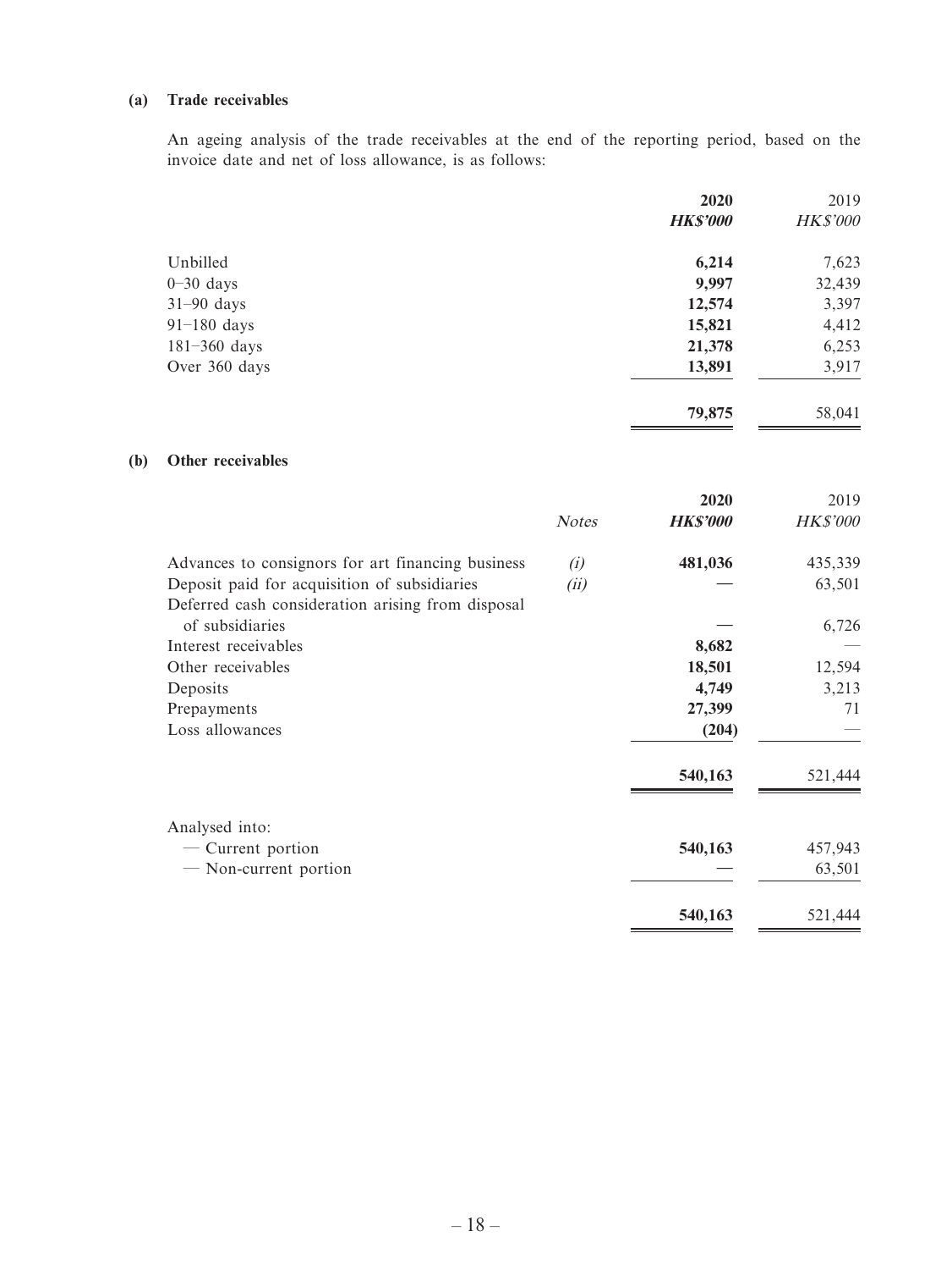### (a) Trade receivables

An ageing analysis of the trade receivables at the end of the reporting period, based on the invoice date and net of loss allowance, is as follows:

| | **2020** | 2019 |
|---|---|---|
| | ***HK$'000*** | *HK$'000* |
| Unbilled | **6,214** | 7,623 |
| 0–30 days | **9,997** | 32,439 |
| 31–90 days | **12,574** | 3,397 |
| 91–180 days | **15,821** | 4,412 |
| 181–360 days | **21,378** | 6,253 |
| Over 360 days | **13,891** | 3,917 |
| | **79,875** | 58,041 |

### (b) Other receivables

| | *Notes* | **2020** | 2019 |
|---|---|---|---|
| | | ***HK$'000*** | *HK$'000* |
| Advances to consignors for art financing business | *(i)* | **481,036** | 435,339 |
| Deposit paid for acquisition of subsidiaries | *(ii)* | **—** | 63,501 |
| Deferred cash consideration arising from disposal of subsidiaries | | **—** | 6,726 |
| Interest receivables | | **8,682** | — |
| Other receivables | | **18,501** | 12,594 |
| Deposits | | **4,749** | 3,213 |
| Prepayments | | **27,399** | 71 |
| Loss allowances | | **(204)** | — |
| | | **540,163** | 521,444 |
| Analysed into: | | | |
| — Current portion | | **540,163** | 457,943 |
| — Non-current portion | | **—** | 63,501 |
| | | **540,163** | 521,444 |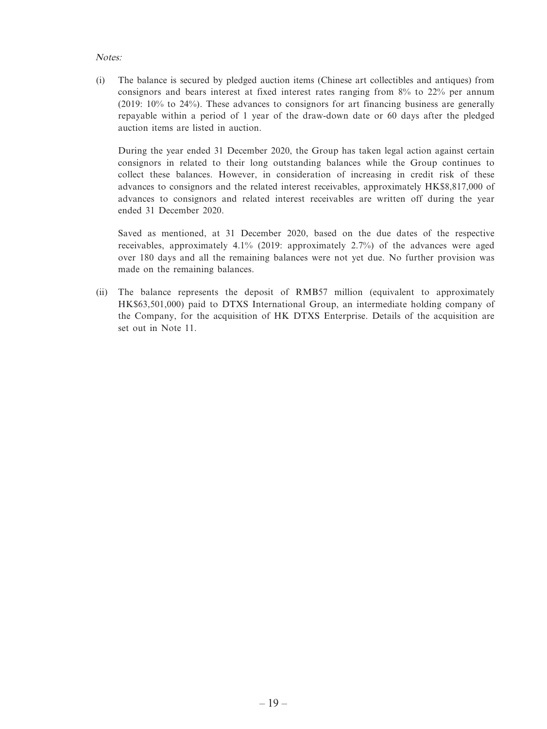*Notes:*

(i) The balance is secured by pledged auction items (Chinese art collectibles and antiques) from consignors and bears interest at fixed interest rates ranging from 8% to 22% per annum (2019: 10% to 24%). These advances to consignors for art financing business are generally repayable within a period of 1 year of the draw-down date or 60 days after the pledged auction items are listed in auction.

    During the year ended 31 December 2020, the Group has taken legal action against certain consignors in related to their long outstanding balances while the Group continues to collect these balances. However, in consideration of increasing in credit risk of these advances to consignors and the related interest receivables, approximately HK$8,817,000 of advances to consignors and related interest receivables are written off during the year ended 31 December 2020.

    Saved as mentioned, at 31 December 2020, based on the due dates of the respective receivables, approximately 4.1% (2019: approximately 2.7%) of the advances were aged over 180 days and all the remaining balances were not yet due. No further provision was made on the remaining balances.

(ii) The balance represents the deposit of RMB57 million (equivalent to approximately HK$63,501,000) paid to DTXS International Group, an intermediate holding company of the Company, for the acquisition of HK DTXS Enterprise. Details of the acquisition are set out in Note 11.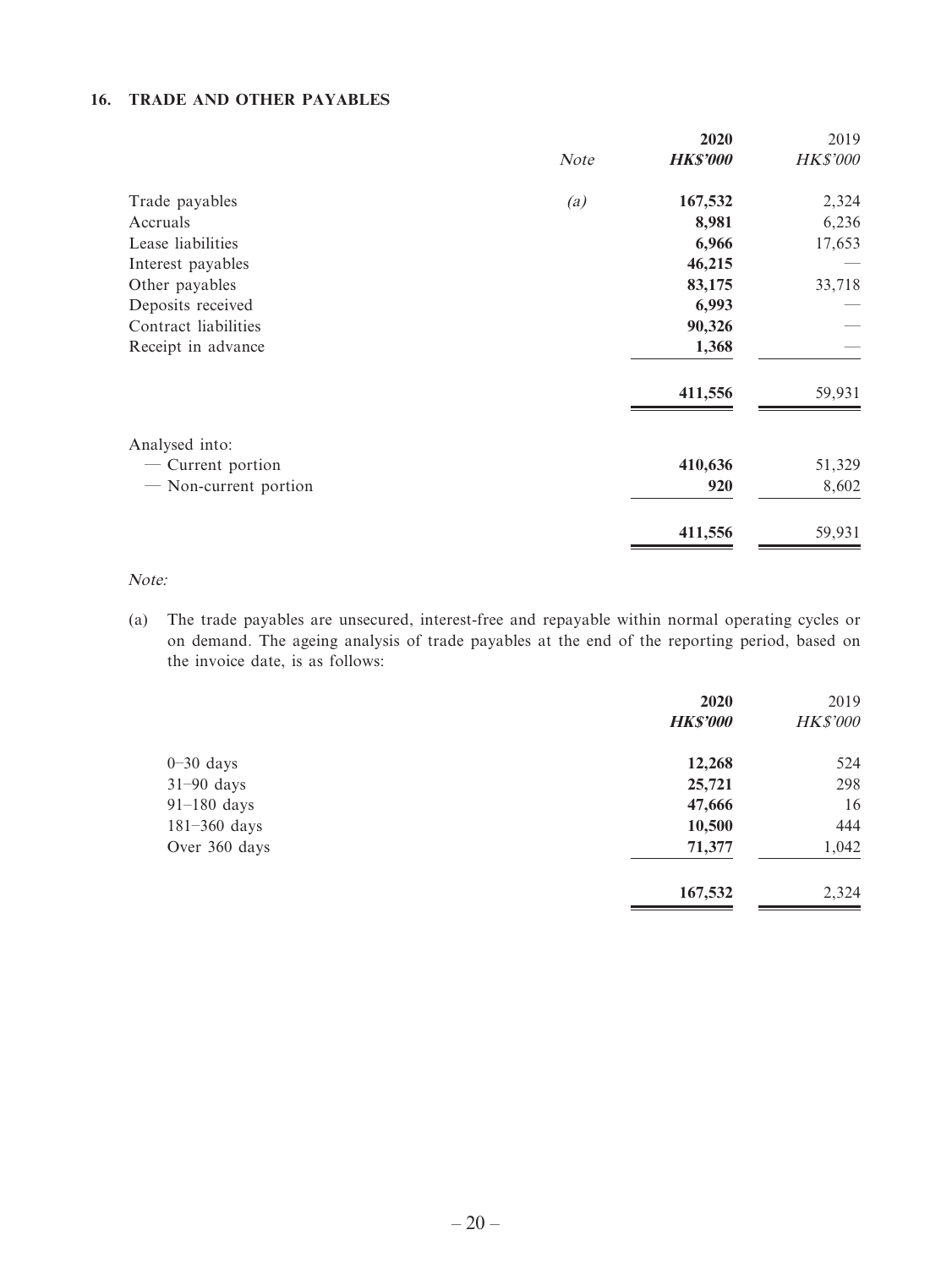## 16. TRADE AND OTHER PAYABLES

| | Note | 2020 HK$'000 | 2019 HK$'000 |
|---|---|---|---|
| Trade payables | (a) | **167,532** | 2,324 |
| Accruals | | **8,981** | 6,236 |
| Lease liabilities | | **6,966** | 17,653 |
| Interest payables | | **46,215** | — |
| Other payables | | **83,175** | 33,718 |
| Deposits received | | **6,993** | — |
| Contract liabilities | | **90,326** | — |
| Receipt in advance | | **1,368** | — |
| | | **411,556** | 59,931 |
| Analysed into: | | | |
| — Current portion | | **410,636** | 51,329 |
| — Non-current portion | | **920** | 8,602 |
| | | **411,556** | 59,931 |

*Note:*

(a) The trade payables are unsecured, interest-free and repayable within normal operating cycles or on demand. The ageing analysis of trade payables at the end of the reporting period, based on the invoice date, is as follows:

| | 2020 HK$'000 | 2019 HK$'000 |
|---|---|---|
| 0–30 days | **12,268** | 524 |
| 31–90 days | **25,721** | 298 |
| 91–180 days | **47,666** | 16 |
| 181–360 days | **10,500** | 444 |
| Over 360 days | **71,377** | 1,042 |
| | **167,532** | 2,324 |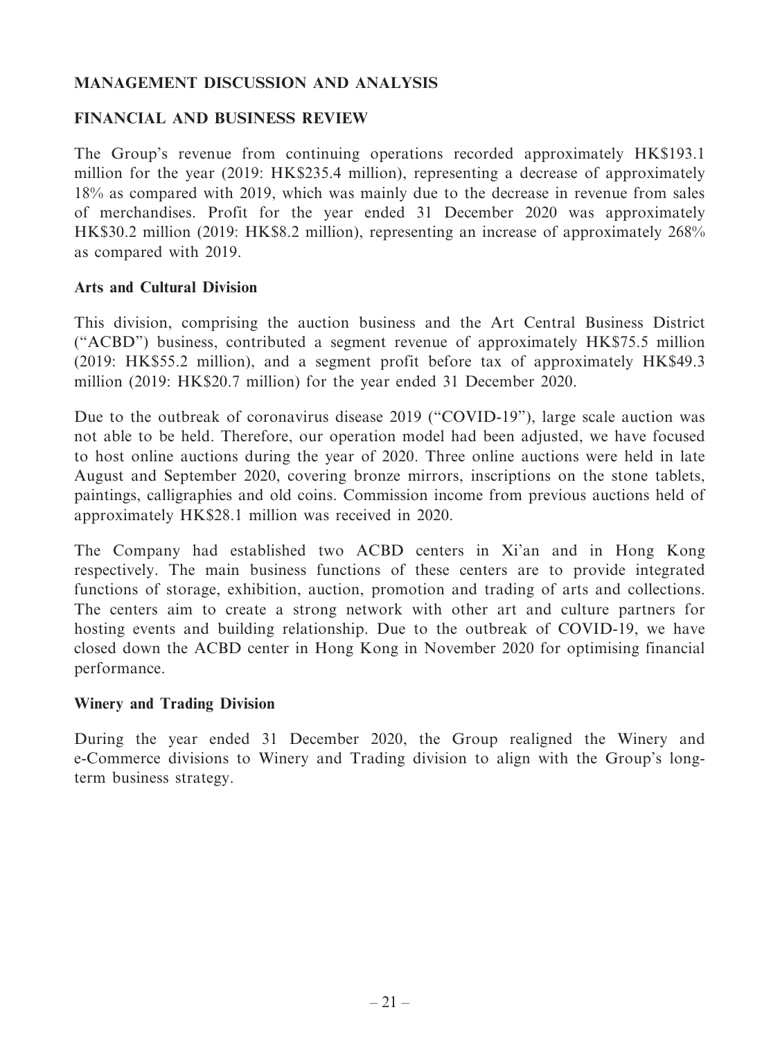## MANAGEMENT DISCUSSION AND ANALYSIS

### FINANCIAL AND BUSINESS REVIEW

The Group's revenue from continuing operations recorded approximately HK$193.1 million for the year (2019: HK$235.4 million), representing a decrease of approximately 18% as compared with 2019, which was mainly due to the decrease in revenue from sales of merchandises. Profit for the year ended 31 December 2020 was approximately HK$30.2 million (2019: HK$8.2 million), representing an increase of approximately 268% as compared with 2019.

#### Arts and Cultural Division

This division, comprising the auction business and the Art Central Business District ("ACBD") business, contributed a segment revenue of approximately HK$75.5 million (2019: HK$55.2 million), and a segment profit before tax of approximately HK$49.3 million (2019: HK$20.7 million) for the year ended 31 December 2020.

Due to the outbreak of coronavirus disease 2019 ("COVID-19"), large scale auction was not able to be held. Therefore, our operation model had been adjusted, we have focused to host online auctions during the year of 2020. Three online auctions were held in late August and September 2020, covering bronze mirrors, inscriptions on the stone tablets, paintings, calligraphies and old coins. Commission income from previous auctions held of approximately HK$28.1 million was received in 2020.

The Company had established two ACBD centers in Xi'an and in Hong Kong respectively. The main business functions of these centers are to provide integrated functions of storage, exhibition, auction, promotion and trading of arts and collections. The centers aim to create a strong network with other art and culture partners for hosting events and building relationship. Due to the outbreak of COVID-19, we have closed down the ACBD center in Hong Kong in November 2020 for optimising financial performance.

#### Winery and Trading Division

During the year ended 31 December 2020, the Group realigned the Winery and e-Commerce divisions to Winery and Trading division to align with the Group's long-term business strategy.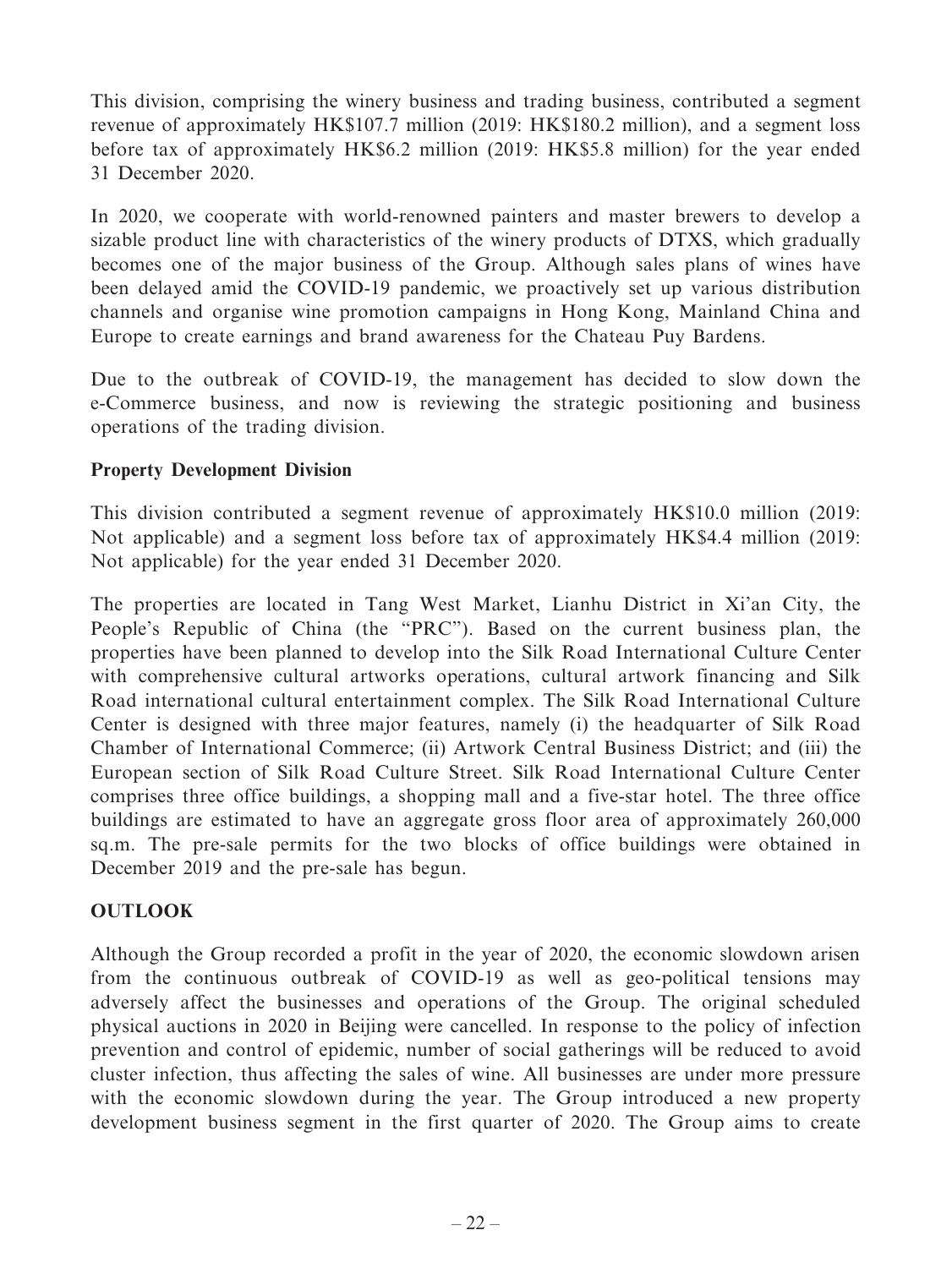This division, comprising the winery business and trading business, contributed a segment revenue of approximately HK$107.7 million (2019: HK$180.2 million), and a segment loss before tax of approximately HK$6.2 million (2019: HK$5.8 million) for the year ended 31 December 2020.

In 2020, we cooperate with world-renowned painters and master brewers to develop a sizable product line with characteristics of the winery products of DTXS, which gradually becomes one of the major business of the Group. Although sales plans of wines have been delayed amid the COVID-19 pandemic, we proactively set up various distribution channels and organise wine promotion campaigns in Hong Kong, Mainland China and Europe to create earnings and brand awareness for the Chateau Puy Bardens.

Due to the outbreak of COVID-19, the management has decided to slow down the e-Commerce business, and now is reviewing the strategic positioning and business operations of the trading division.

**Property Development Division**

This division contributed a segment revenue of approximately HK$10.0 million (2019: Not applicable) and a segment loss before tax of approximately HK$4.4 million (2019: Not applicable) for the year ended 31 December 2020.

The properties are located in Tang West Market, Lianhu District in Xi'an City, the People's Republic of China (the "PRC"). Based on the current business plan, the properties have been planned to develop into the Silk Road International Culture Center with comprehensive cultural artworks operations, cultural artwork financing and Silk Road international cultural entertainment complex. The Silk Road International Culture Center is designed with three major features, namely (i) the headquarter of Silk Road Chamber of International Commerce; (ii) Artwork Central Business District; and (iii) the European section of Silk Road Culture Street. Silk Road International Culture Center comprises three office buildings, a shopping mall and a five-star hotel. The three office buildings are estimated to have an aggregate gross floor area of approximately 260,000 sq.m. The pre-sale permits for the two blocks of office buildings were obtained in December 2019 and the pre-sale has begun.

## OUTLOOK

Although the Group recorded a profit in the year of 2020, the economic slowdown arisen from the continuous outbreak of COVID-19 as well as geo-political tensions may adversely affect the businesses and operations of the Group. The original scheduled physical auctions in 2020 in Beijing were cancelled. In response to the policy of infection prevention and control of epidemic, number of social gatherings will be reduced to avoid cluster infection, thus affecting the sales of wine. All businesses are under more pressure with the economic slowdown during the year. The Group introduced a new property development business segment in the first quarter of 2020. The Group aims to create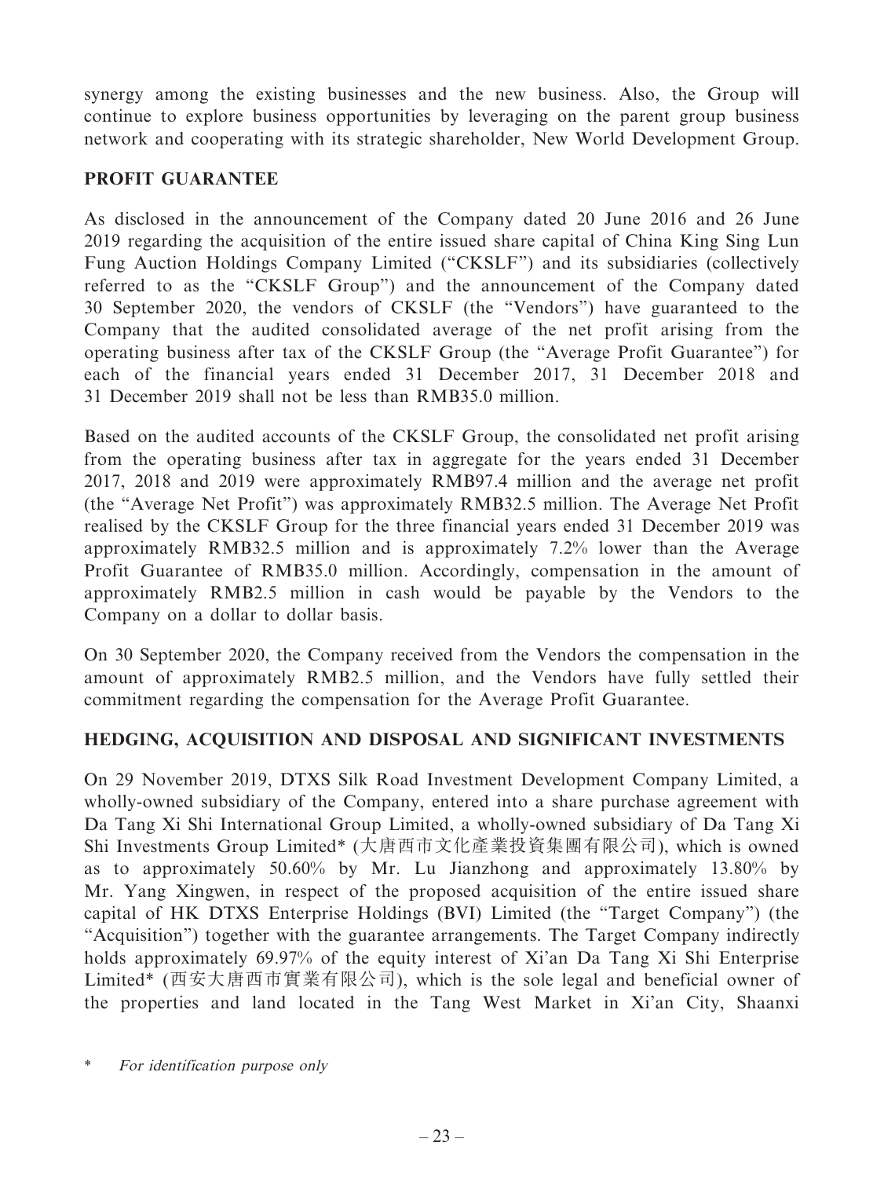synergy among the existing businesses and the new business. Also, the Group will continue to explore business opportunities by leveraging on the parent group business network and cooperating with its strategic shareholder, New World Development Group.

## PROFIT GUARANTEE

As disclosed in the announcement of the Company dated 20 June 2016 and 26 June 2019 regarding the acquisition of the entire issued share capital of China King Sing Lun Fung Auction Holdings Company Limited ("CKSLF") and its subsidiaries (collectively referred to as the "CKSLF Group") and the announcement of the Company dated 30 September 2020, the vendors of CKSLF (the "Vendors") have guaranteed to the Company that the audited consolidated average of the net profit arising from the operating business after tax of the CKSLF Group (the "Average Profit Guarantee") for each of the financial years ended 31 December 2017, 31 December 2018 and 31 December 2019 shall not be less than RMB35.0 million.

Based on the audited accounts of the CKSLF Group, the consolidated net profit arising from the operating business after tax in aggregate for the years ended 31 December 2017, 2018 and 2019 were approximately RMB97.4 million and the average net profit (the "Average Net Profit") was approximately RMB32.5 million. The Average Net Profit realised by the CKSLF Group for the three financial years ended 31 December 2019 was approximately RMB32.5 million and is approximately 7.2% lower than the Average Profit Guarantee of RMB35.0 million. Accordingly, compensation in the amount of approximately RMB2.5 million in cash would be payable by the Vendors to the Company on a dollar to dollar basis.

On 30 September 2020, the Company received from the Vendors the compensation in the amount of approximately RMB2.5 million, and the Vendors have fully settled their commitment regarding the compensation for the Average Profit Guarantee.

## HEDGING, ACQUISITION AND DISPOSAL AND SIGNIFICANT INVESTMENTS

On 29 November 2019, DTXS Silk Road Investment Development Company Limited, a wholly-owned subsidiary of the Company, entered into a share purchase agreement with Da Tang Xi Shi International Group Limited, a wholly-owned subsidiary of Da Tang Xi Shi Investments Group Limited* (大唐西市文化產業投資集團有限公司), which is owned as to approximately 50.60% by Mr. Lu Jianzhong and approximately 13.80% by Mr. Yang Xingwen, in respect of the proposed acquisition of the entire issued share capital of HK DTXS Enterprise Holdings (BVI) Limited (the "Target Company") (the "Acquisition") together with the guarantee arrangements. The Target Company indirectly holds approximately 69.97% of the equity interest of Xi'an Da Tang Xi Shi Enterprise Limited* (西安大唐西市實業有限公司), which is the sole legal and beneficial owner of the properties and land located in the Tang West Market in Xi'an City, Shaanxi

\* *For identification purpose only*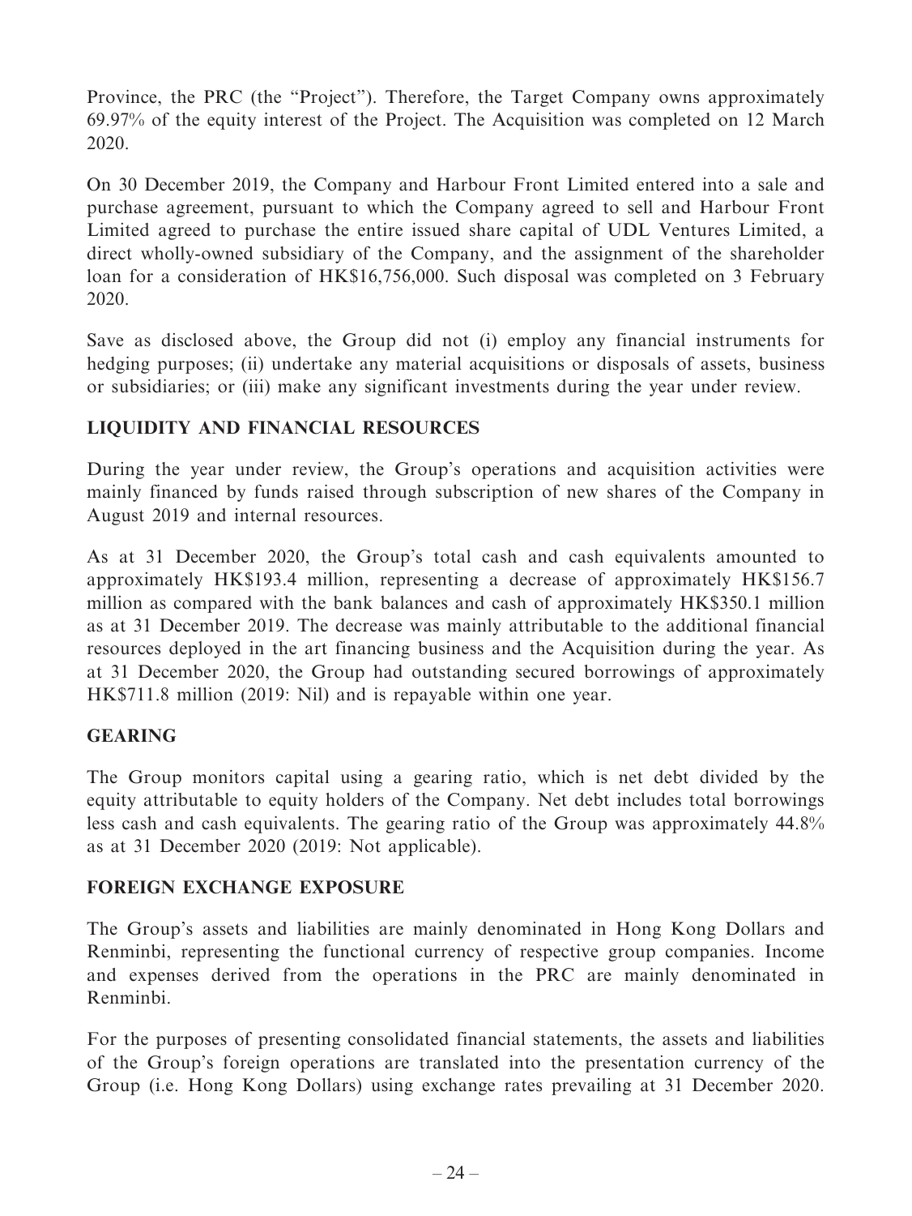Province, the PRC (the "Project"). Therefore, the Target Company owns approximately 69.97% of the equity interest of the Project. The Acquisition was completed on 12 March 2020.

On 30 December 2019, the Company and Harbour Front Limited entered into a sale and purchase agreement, pursuant to which the Company agreed to sell and Harbour Front Limited agreed to purchase the entire issued share capital of UDL Ventures Limited, a direct wholly-owned subsidiary of the Company, and the assignment of the shareholder loan for a consideration of HK$16,756,000. Such disposal was completed on 3 February 2020.

Save as disclosed above, the Group did not (i) employ any financial instruments for hedging purposes; (ii) undertake any material acquisitions or disposals of assets, business or subsidiaries; or (iii) make any significant investments during the year under review.

## LIQUIDITY AND FINANCIAL RESOURCES

During the year under review, the Group's operations and acquisition activities were mainly financed by funds raised through subscription of new shares of the Company in August 2019 and internal resources.

As at 31 December 2020, the Group's total cash and cash equivalents amounted to approximately HK$193.4 million, representing a decrease of approximately HK$156.7 million as compared with the bank balances and cash of approximately HK$350.1 million as at 31 December 2019. The decrease was mainly attributable to the additional financial resources deployed in the art financing business and the Acquisition during the year. As at 31 December 2020, the Group had outstanding secured borrowings of approximately HK$711.8 million (2019: Nil) and is repayable within one year.

## GEARING

The Group monitors capital using a gearing ratio, which is net debt divided by the equity attributable to equity holders of the Company. Net debt includes total borrowings less cash and cash equivalents. The gearing ratio of the Group was approximately 44.8% as at 31 December 2020 (2019: Not applicable).

## FOREIGN EXCHANGE EXPOSURE

The Group's assets and liabilities are mainly denominated in Hong Kong Dollars and Renminbi, representing the functional currency of respective group companies. Income and expenses derived from the operations in the PRC are mainly denominated in Renminbi.

For the purposes of presenting consolidated financial statements, the assets and liabilities of the Group's foreign operations are translated into the presentation currency of the Group (i.e. Hong Kong Dollars) using exchange rates prevailing at 31 December 2020.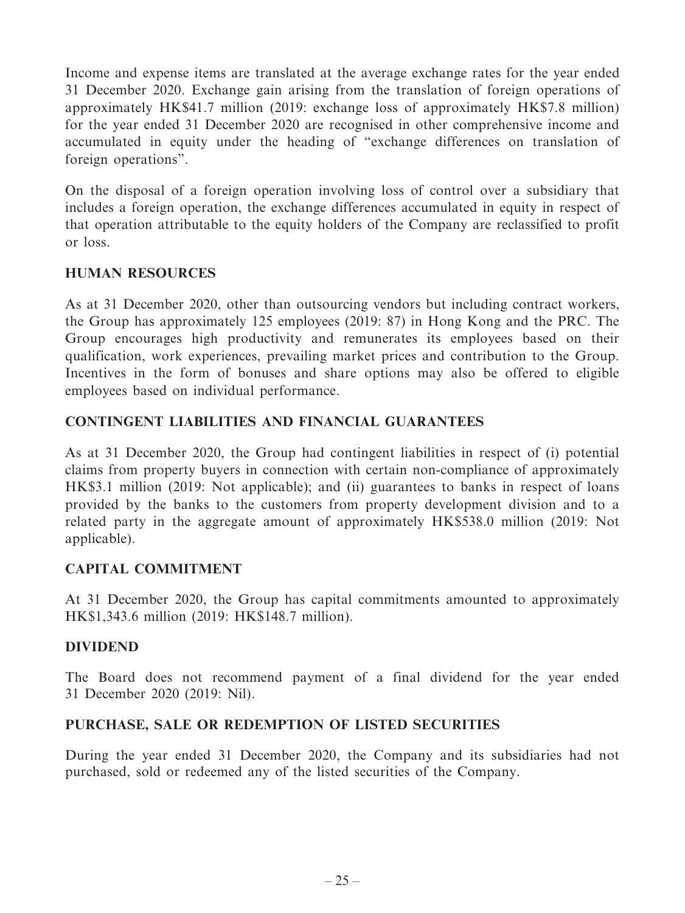Income and expense items are translated at the average exchange rates for the year ended 31 December 2020. Exchange gain arising from the translation of foreign operations of approximately HK$41.7 million (2019: exchange loss of approximately HK$7.8 million) for the year ended 31 December 2020 are recognised in other comprehensive income and accumulated in equity under the heading of "exchange differences on translation of foreign operations".

On the disposal of a foreign operation involving loss of control over a subsidiary that includes a foreign operation, the exchange differences accumulated in equity in respect of that operation attributable to the equity holders of the Company are reclassified to profit or loss.

## HUMAN RESOURCES

As at 31 December 2020, other than outsourcing vendors but including contract workers, the Group has approximately 125 employees (2019: 87) in Hong Kong and the PRC. The Group encourages high productivity and remunerates its employees based on their qualification, work experiences, prevailing market prices and contribution to the Group. Incentives in the form of bonuses and share options may also be offered to eligible employees based on individual performance.

## CONTINGENT LIABILITIES AND FINANCIAL GUARANTEES

As at 31 December 2020, the Group had contingent liabilities in respect of (i) potential claims from property buyers in connection with certain non-compliance of approximately HK$3.1 million (2019: Not applicable); and (ii) guarantees to banks in respect of loans provided by the banks to the customers from property development division and to a related party in the aggregate amount of approximately HK$538.0 million (2019: Not applicable).

## CAPITAL COMMITMENT

At 31 December 2020, the Group has capital commitments amounted to approximately HK$1,343.6 million (2019: HK$148.7 million).

## DIVIDEND

The Board does not recommend payment of a final dividend for the year ended 31 December 2020 (2019: Nil).

## PURCHASE, SALE OR REDEMPTION OF LISTED SECURITIES

During the year ended 31 December 2020, the Company and its subsidiaries had not purchased, sold or redeemed any of the listed securities of the Company.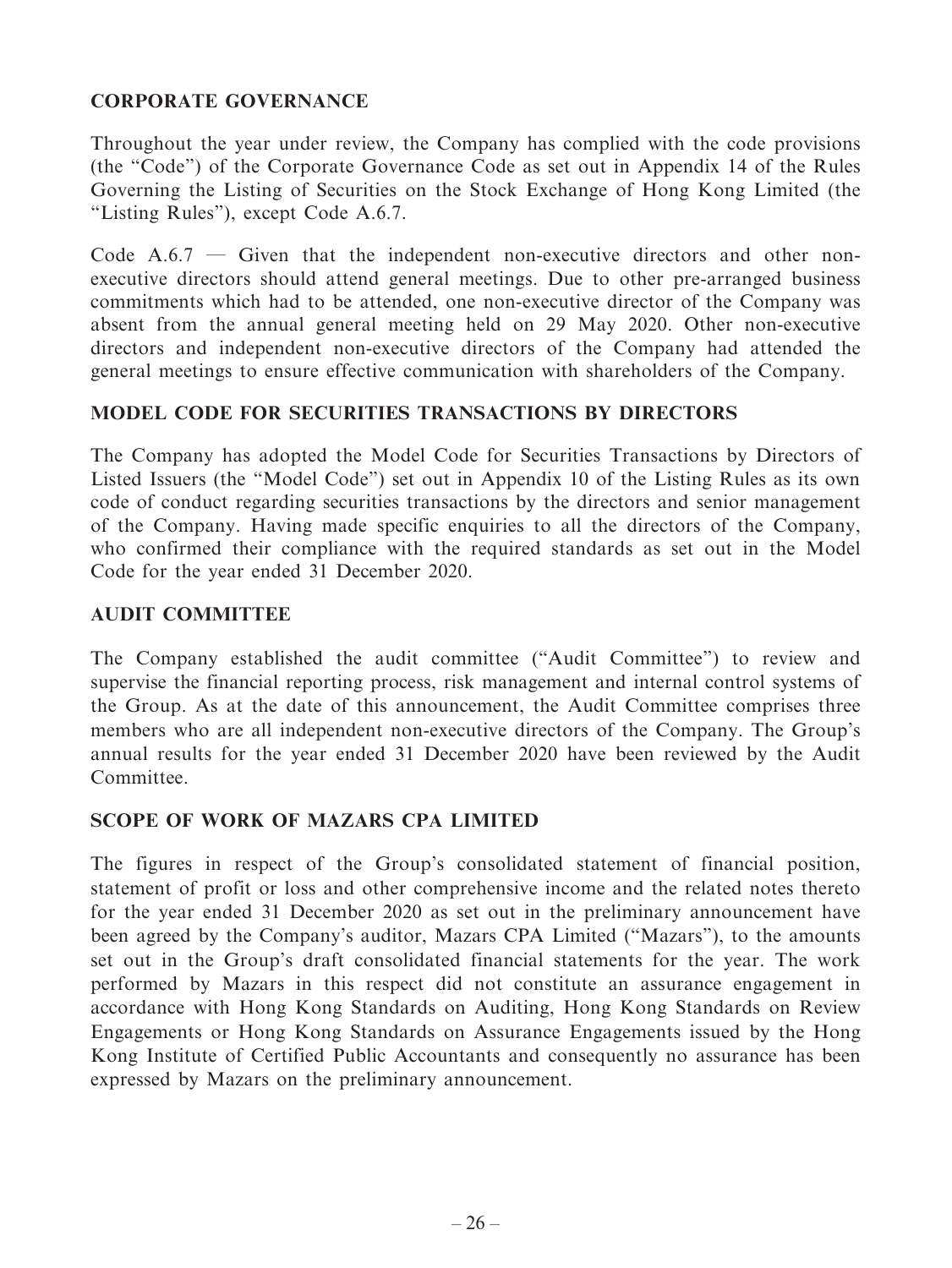## CORPORATE GOVERNANCE

Throughout the year under review, the Company has complied with the code provisions (the "Code") of the Corporate Governance Code as set out in Appendix 14 of the Rules Governing the Listing of Securities on the Stock Exchange of Hong Kong Limited (the "Listing Rules"), except Code A.6.7.

Code A.6.7 — Given that the independent non-executive directors and other non-executive directors should attend general meetings. Due to other pre-arranged business commitments which had to be attended, one non-executive director of the Company was absent from the annual general meeting held on 29 May 2020. Other non-executive directors and independent non-executive directors of the Company had attended the general meetings to ensure effective communication with shareholders of the Company.

## MODEL CODE FOR SECURITIES TRANSACTIONS BY DIRECTORS

The Company has adopted the Model Code for Securities Transactions by Directors of Listed Issuers (the "Model Code") set out in Appendix 10 of the Listing Rules as its own code of conduct regarding securities transactions by the directors and senior management of the Company. Having made specific enquiries to all the directors of the Company, who confirmed their compliance with the required standards as set out in the Model Code for the year ended 31 December 2020.

## AUDIT COMMITTEE

The Company established the audit committee ("Audit Committee") to review and supervise the financial reporting process, risk management and internal control systems of the Group. As at the date of this announcement, the Audit Committee comprises three members who are all independent non-executive directors of the Company. The Group's annual results for the year ended 31 December 2020 have been reviewed by the Audit Committee.

## SCOPE OF WORK OF MAZARS CPA LIMITED

The figures in respect of the Group's consolidated statement of financial position, statement of profit or loss and other comprehensive income and the related notes thereto for the year ended 31 December 2020 as set out in the preliminary announcement have been agreed by the Company's auditor, Mazars CPA Limited ("Mazars"), to the amounts set out in the Group's draft consolidated financial statements for the year. The work performed by Mazars in this respect did not constitute an assurance engagement in accordance with Hong Kong Standards on Auditing, Hong Kong Standards on Review Engagements or Hong Kong Standards on Assurance Engagements issued by the Hong Kong Institute of Certified Public Accountants and consequently no assurance has been expressed by Mazars on the preliminary announcement.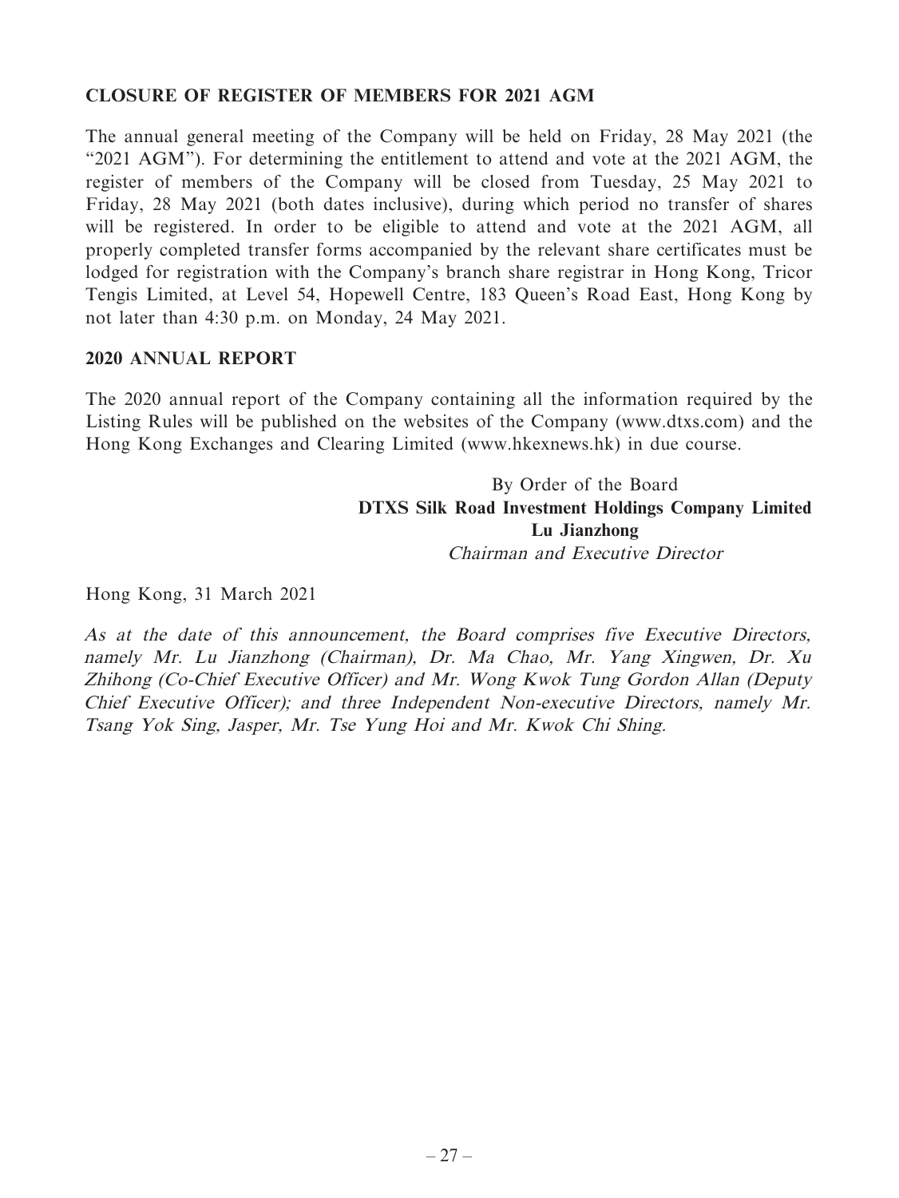## CLOSURE OF REGISTER OF MEMBERS FOR 2021 AGM

The annual general meeting of the Company will be held on Friday, 28 May 2021 (the "2021 AGM"). For determining the entitlement to attend and vote at the 2021 AGM, the register of members of the Company will be closed from Tuesday, 25 May 2021 to Friday, 28 May 2021 (both dates inclusive), during which period no transfer of shares will be registered. In order to be eligible to attend and vote at the 2021 AGM, all properly completed transfer forms accompanied by the relevant share certificates must be lodged for registration with the Company's branch share registrar in Hong Kong, Tricor Tengis Limited, at Level 54, Hopewell Centre, 183 Queen's Road East, Hong Kong by not later than 4:30 p.m. on Monday, 24 May 2021.

## 2020 ANNUAL REPORT

The 2020 annual report of the Company containing all the information required by the Listing Rules will be published on the websites of the Company (www.dtxs.com) and the Hong Kong Exchanges and Clearing Limited (www.hkexnews.hk) in due course.

By Order of the Board
**DTXS Silk Road Investment Holdings Company Limited**
**Lu Jianzhong**
*Chairman and Executive Director*

Hong Kong, 31 March 2021

*As at the date of this announcement, the Board comprises five Executive Directors, namely Mr. Lu Jianzhong (Chairman), Dr. Ma Chao, Mr. Yang Xingwen, Dr. Xu Zhihong (Co-Chief Executive Officer) and Mr. Wong Kwok Tung Gordon Allan (Deputy Chief Executive Officer); and three Independent Non-executive Directors, namely Mr. Tsang Yok Sing, Jasper, Mr. Tse Yung Hoi and Mr. Kwok Chi Shing.*